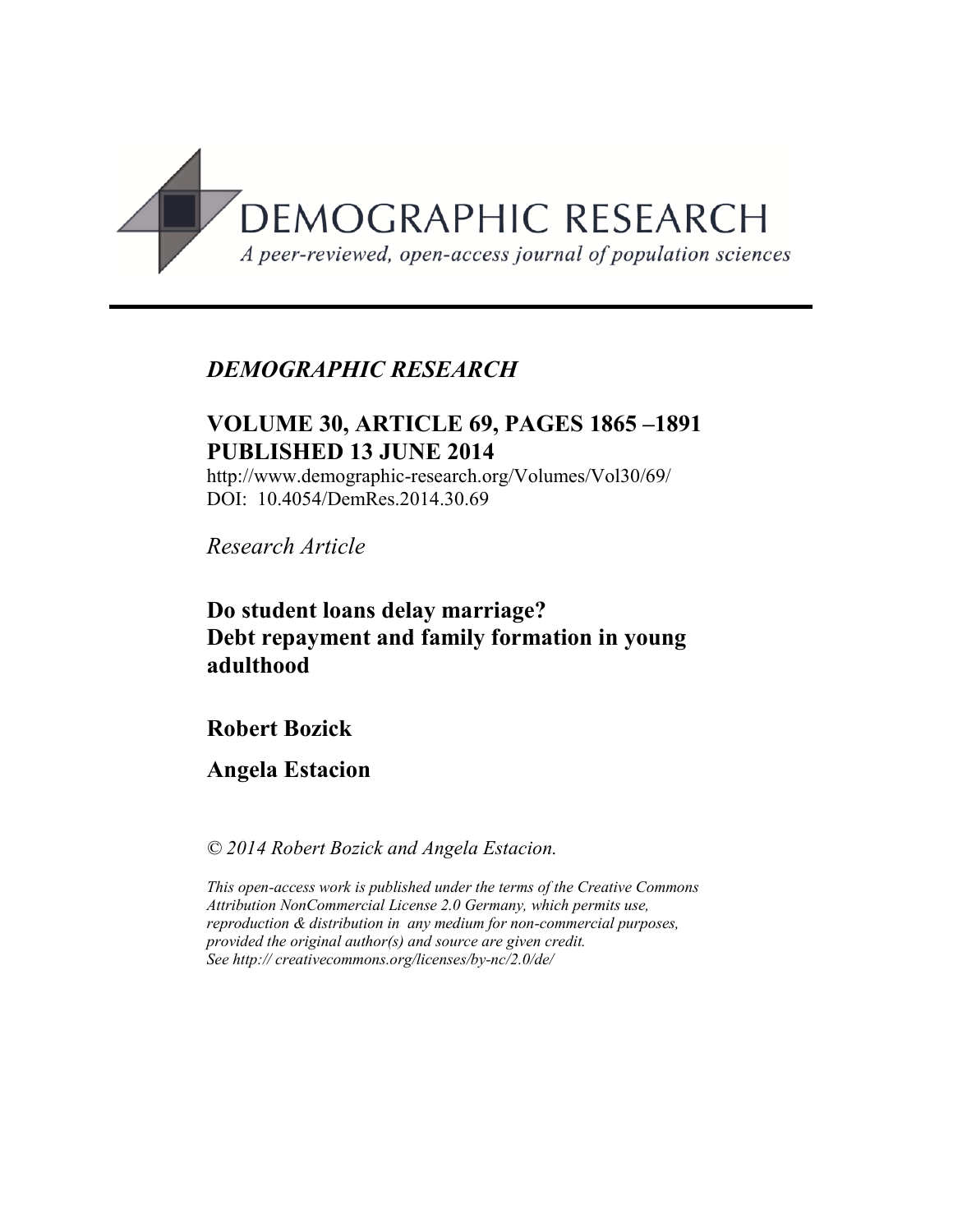DEMOGRAPHIC RESEARCH

*A peer-reviewed, open-access journal of population sciences*

---

*DEMOGRAPHIC RESEARCH*

**VOLUME 30, ARTICLE 69, PAGES 1865 –1891**
**PUBLISHED 13 JUNE 2014**

http://www.demographic-research.org/Volumes/Vol30/69/
DOI: 10.4054/DemRes.2014.30.69

*Research Article*

# Do student loans delay marriage? Debt repayment and family formation in young adulthood

**Robert Bozick**

**Angela Estacion**

*© 2014 Robert Bozick and Angela Estacion.*

*This open-access work is published under the terms of the Creative Commons Attribution NonCommercial License 2.0 Germany, which permits use, reproduction & distribution in any medium for non-commercial purposes, provided the original author(s) and source are given credit.*
*See http:// creativecommons.org/licenses/by-nc/2.0/de/*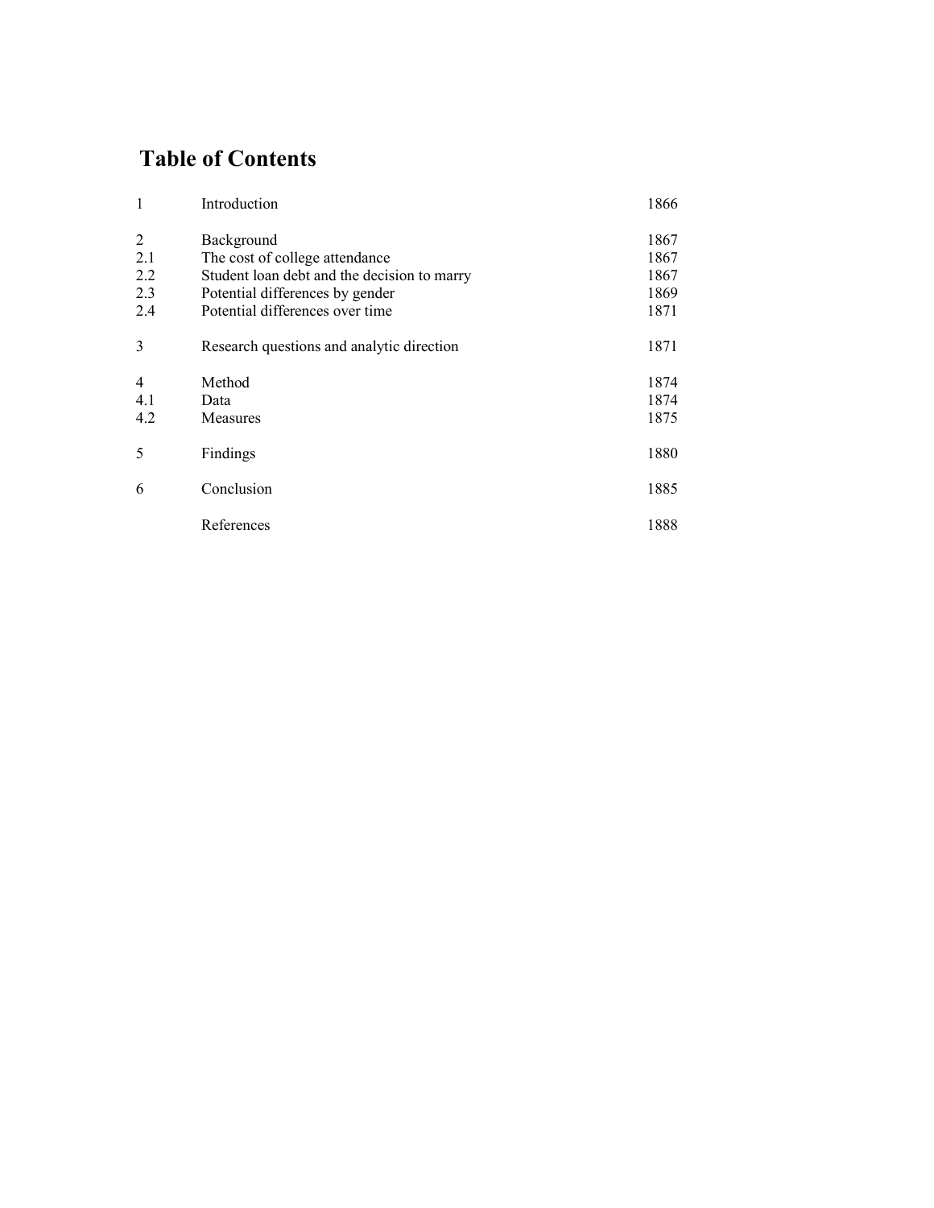# Table of Contents

| | | |
|---|---|---|
| 1 | Introduction | 1866 |
| 2 | Background | 1867 |
| 2.1 | The cost of college attendance | 1867 |
| 2.2 | Student loan debt and the decision to marry | 1867 |
| 2.3 | Potential differences by gender | 1869 |
| 2.4 | Potential differences over time | 1871 |
| 3 | Research questions and analytic direction | 1871 |
| 4 | Method | 1874 |
| 4.1 | Data | 1874 |
| 4.2 | Measures | 1875 |
| 5 | Findings | 1880 |
| 6 | Conclusion | 1885 |
| | References | 1888 |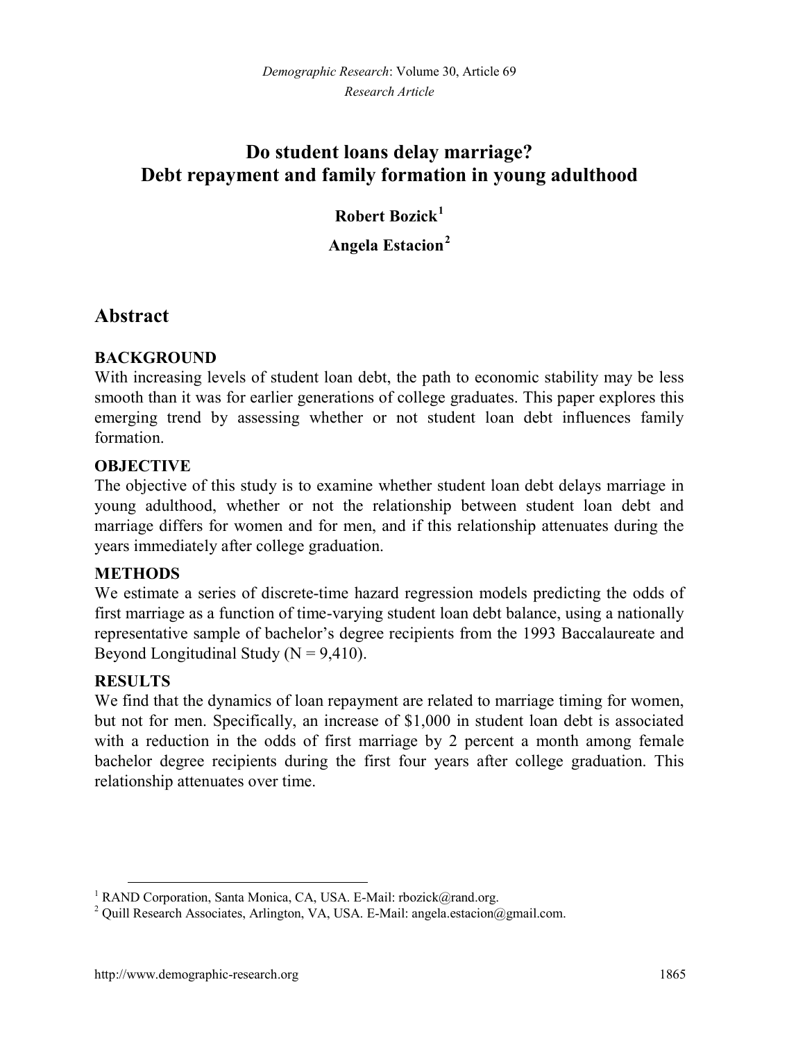# Do student loans delay marriage? Debt repayment and family formation in young adulthood

**Robert Bozick**[1]

**Angela Estacion**[2]

## Abstract

### BACKGROUND

With increasing levels of student loan debt, the path to economic stability may be less smooth than it was for earlier generations of college graduates. This paper explores this emerging trend by assessing whether or not student loan debt influences family formation.

### OBJECTIVE

The objective of this study is to examine whether student loan debt delays marriage in young adulthood, whether or not the relationship between student loan debt and marriage differs for women and for men, and if this relationship attenuates during the years immediately after college graduation.

### METHODS

We estimate a series of discrete-time hazard regression models predicting the odds of first marriage as a function of time-varying student loan debt balance, using a nationally representative sample of bachelor's degree recipients from the 1993 Baccalaureate and Beyond Longitudinal Study (N = 9,410).

### RESULTS

We find that the dynamics of loan repayment are related to marriage timing for women, but not for men. Specifically, an increase of $1,000 in student loan debt is associated with a reduction in the odds of first marriage by 2 percent a month among female bachelor degree recipients during the first four years after college graduation. This relationship attenuates over time.

---

[1] RAND Corporation, Santa Monica, CA, USA. E-Mail: rbozick@rand.org.

[2] Quill Research Associates, Arlington, VA, USA. E-Mail: angela.estacion@gmail.com.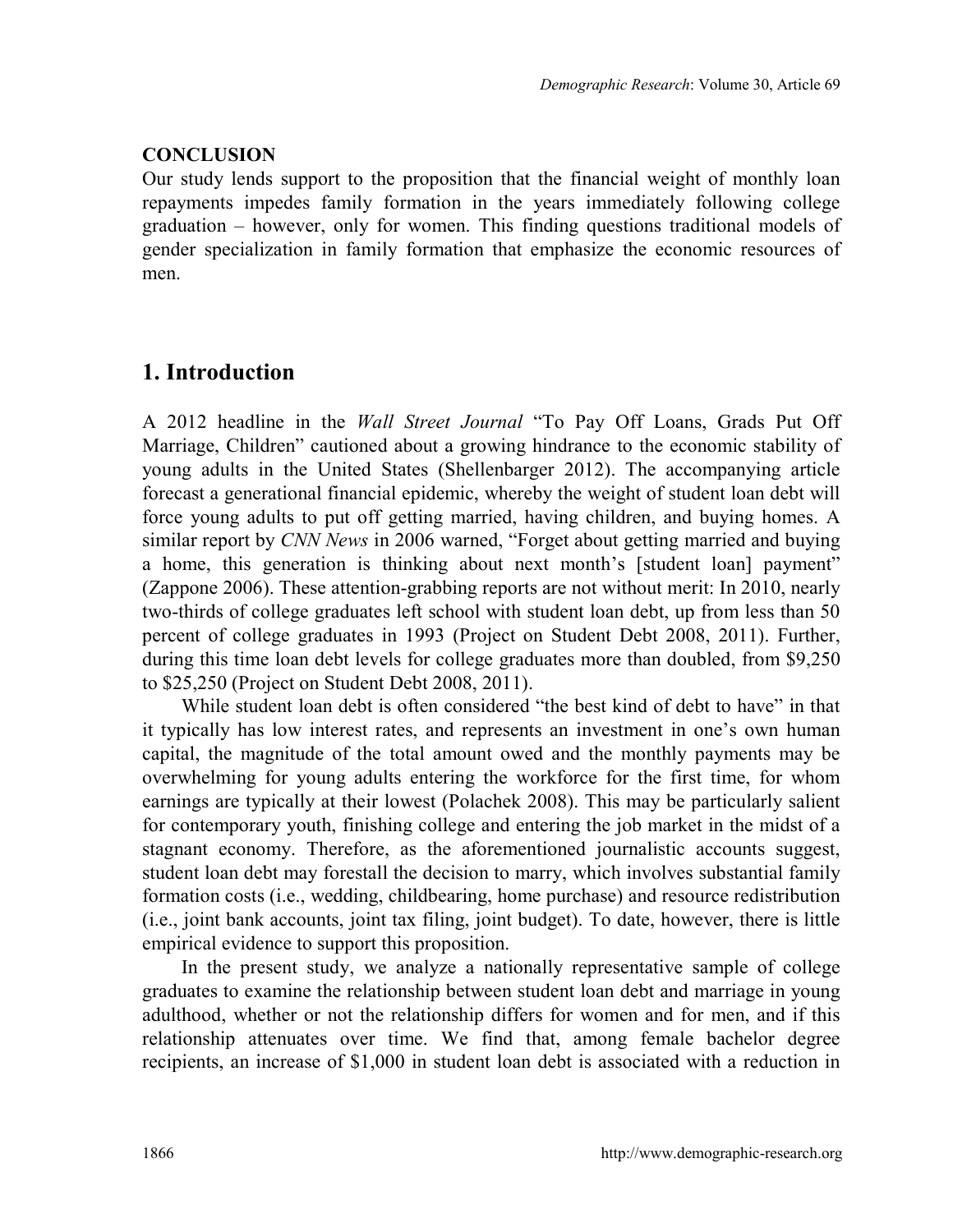**CONCLUSION**
Our study lends support to the proposition that the financial weight of monthly loan repayments impedes family formation in the years immediately following college graduation – however, only for women. This finding questions traditional models of gender specialization in family formation that emphasize the economic resources of men.

## 1. Introduction

A 2012 headline in the *Wall Street Journal* "To Pay Off Loans, Grads Put Off Marriage, Children" cautioned about a growing hindrance to the economic stability of young adults in the United States (Shellenbarger 2012). The accompanying article forecast a generational financial epidemic, whereby the weight of student loan debt will force young adults to put off getting married, having children, and buying homes. A similar report by *CNN News* in 2006 warned, "Forget about getting married and buying a home, this generation is thinking about next month's [student loan] payment" (Zappone 2006). These attention-grabbing reports are not without merit: In 2010, nearly two-thirds of college graduates left school with student loan debt, up from less than 50 percent of college graduates in 1993 (Project on Student Debt 2008, 2011). Further, during this time loan debt levels for college graduates more than doubled, from $9,250 to $25,250 (Project on Student Debt 2008, 2011).

While student loan debt is often considered "the best kind of debt to have" in that it typically has low interest rates, and represents an investment in one's own human capital, the magnitude of the total amount owed and the monthly payments may be overwhelming for young adults entering the workforce for the first time, for whom earnings are typically at their lowest (Polachek 2008). This may be particularly salient for contemporary youth, finishing college and entering the job market in the midst of a stagnant economy. Therefore, as the aforementioned journalistic accounts suggest, student loan debt may forestall the decision to marry, which involves substantial family formation costs (i.e., wedding, childbearing, home purchase) and resource redistribution (i.e., joint bank accounts, joint tax filing, joint budget). To date, however, there is little empirical evidence to support this proposition.

In the present study, we analyze a nationally representative sample of college graduates to examine the relationship between student loan debt and marriage in young adulthood, whether or not the relationship differs for women and for men, and if this relationship attenuates over time. We find that, among female bachelor degree recipients, an increase of $1,000 in student loan debt is associated with a reduction in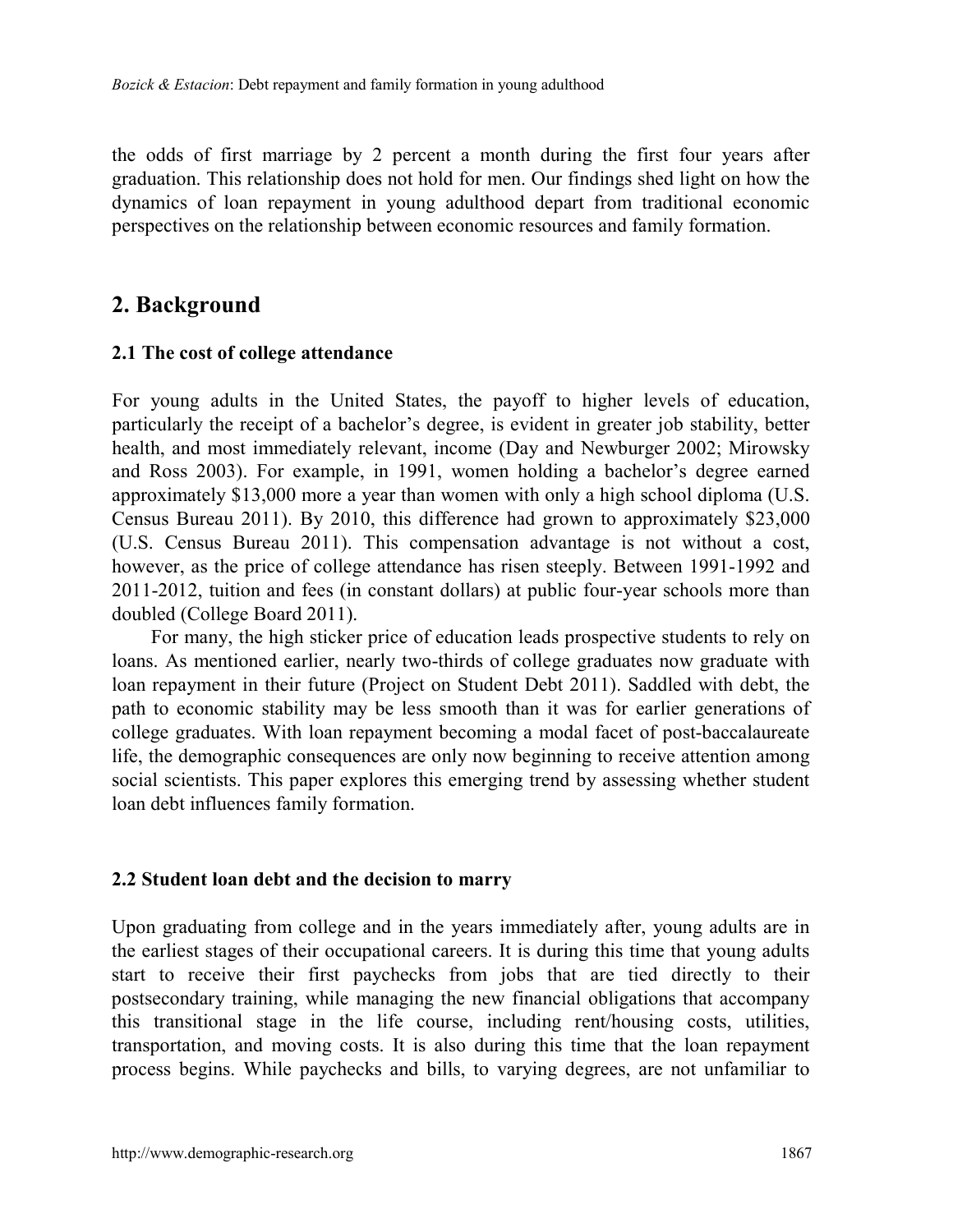the odds of first marriage by 2 percent a month during the first four years after graduation. This relationship does not hold for men. Our findings shed light on how the dynamics of loan repayment in young adulthood depart from traditional economic perspectives on the relationship between economic resources and family formation.

## 2. Background

### 2.1 The cost of college attendance

For young adults in the United States, the payoff to higher levels of education, particularly the receipt of a bachelor's degree, is evident in greater job stability, better health, and most immediately relevant, income (Day and Newburger 2002; Mirowsky and Ross 2003). For example, in 1991, women holding a bachelor's degree earned approximately $13,000 more a year than women with only a high school diploma (U.S. Census Bureau 2011). By 2010, this difference had grown to approximately $23,000 (U.S. Census Bureau 2011). This compensation advantage is not without a cost, however, as the price of college attendance has risen steeply. Between 1991-1992 and 2011-2012, tuition and fees (in constant dollars) at public four-year schools more than doubled (College Board 2011).

For many, the high sticker price of education leads prospective students to rely on loans. As mentioned earlier, nearly two-thirds of college graduates now graduate with loan repayment in their future (Project on Student Debt 2011). Saddled with debt, the path to economic stability may be less smooth than it was for earlier generations of college graduates. With loan repayment becoming a modal facet of post-baccalaureate life, the demographic consequences are only now beginning to receive attention among social scientists. This paper explores this emerging trend by assessing whether student loan debt influences family formation.

### 2.2 Student loan debt and the decision to marry

Upon graduating from college and in the years immediately after, young adults are in the earliest stages of their occupational careers. It is during this time that young adults start to receive their first paychecks from jobs that are tied directly to their postsecondary training, while managing the new financial obligations that accompany this transitional stage in the life course, including rent/housing costs, utilities, transportation, and moving costs. It is also during this time that the loan repayment process begins. While paychecks and bills, to varying degrees, are not unfamiliar to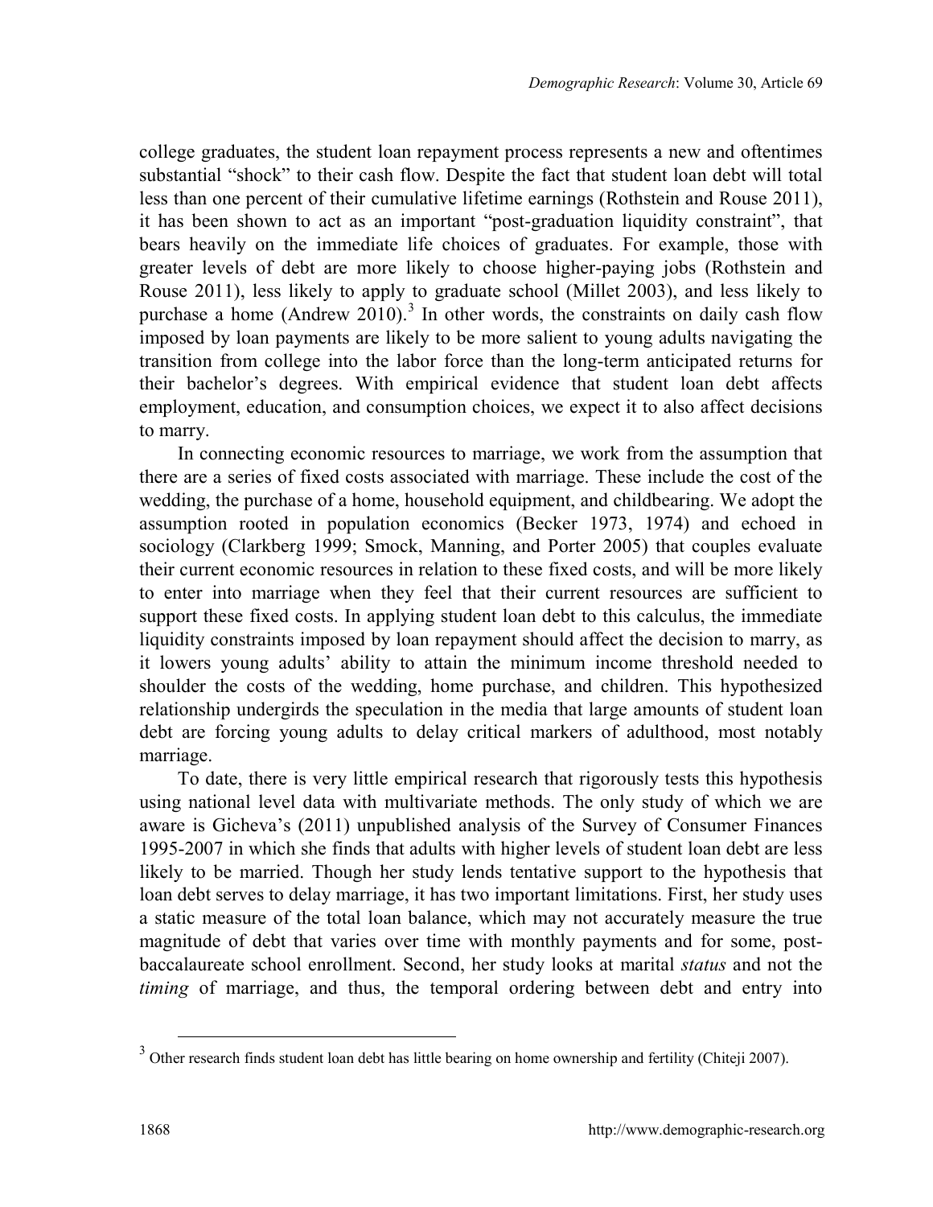college graduates, the student loan repayment process represents a new and oftentimes substantial "shock" to their cash flow. Despite the fact that student loan debt will total less than one percent of their cumulative lifetime earnings (Rothstein and Rouse 2011), it has been shown to act as an important "post-graduation liquidity constraint", that bears heavily on the immediate life choices of graduates. For example, those with greater levels of debt are more likely to choose higher-paying jobs (Rothstein and Rouse 2011), less likely to apply to graduate school (Millet 2003), and less likely to purchase a home (Andrew 2010).[3] In other words, the constraints on daily cash flow imposed by loan payments are likely to be more salient to young adults navigating the transition from college into the labor force than the long-term anticipated returns for their bachelor's degrees. With empirical evidence that student loan debt affects employment, education, and consumption choices, we expect it to also affect decisions to marry.

In connecting economic resources to marriage, we work from the assumption that there are a series of fixed costs associated with marriage. These include the cost of the wedding, the purchase of a home, household equipment, and childbearing. We adopt the assumption rooted in population economics (Becker 1973, 1974) and echoed in sociology (Clarkberg 1999; Smock, Manning, and Porter 2005) that couples evaluate their current economic resources in relation to these fixed costs, and will be more likely to enter into marriage when they feel that their current resources are sufficient to support these fixed costs. In applying student loan debt to this calculus, the immediate liquidity constraints imposed by loan repayment should affect the decision to marry, as it lowers young adults' ability to attain the minimum income threshold needed to shoulder the costs of the wedding, home purchase, and children. This hypothesized relationship undergirds the speculation in the media that large amounts of student loan debt are forcing young adults to delay critical markers of adulthood, most notably marriage.

To date, there is very little empirical research that rigorously tests this hypothesis using national level data with multivariate methods. The only study of which we are aware is Gicheva's (2011) unpublished analysis of the Survey of Consumer Finances 1995-2007 in which she finds that adults with higher levels of student loan debt are less likely to be married. Though her study lends tentative support to the hypothesis that loan debt serves to delay marriage, it has two important limitations. First, her study uses a static measure of the total loan balance, which may not accurately measure the true magnitude of debt that varies over time with monthly payments and for some, post-baccalaureate school enrollment. Second, her study looks at marital *status* and not the *timing* of marriage, and thus, the temporal ordering between debt and entry into

[3] Other research finds student loan debt has little bearing on home ownership and fertility (Chiteji 2007).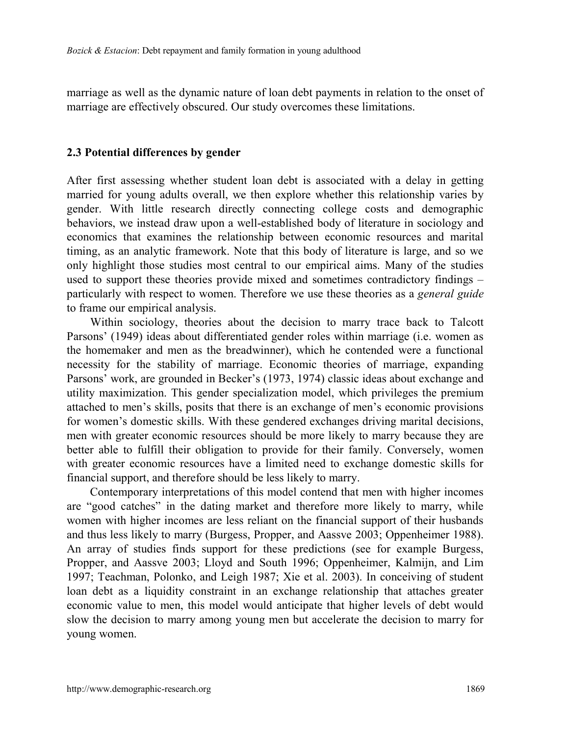marriage as well as the dynamic nature of loan debt payments in relation to the onset of marriage are effectively obscured. Our study overcomes these limitations.

### 2.3 Potential differences by gender

After first assessing whether student loan debt is associated with a delay in getting married for young adults overall, we then explore whether this relationship varies by gender. With little research directly connecting college costs and demographic behaviors, we instead draw upon a well-established body of literature in sociology and economics that examines the relationship between economic resources and marital timing, as an analytic framework. Note that this body of literature is large, and so we only highlight those studies most central to our empirical aims. Many of the studies used to support these theories provide mixed and sometimes contradictory findings – particularly with respect to women. Therefore we use these theories as a *general guide* to frame our empirical analysis.

Within sociology, theories about the decision to marry trace back to Talcott Parsons' (1949) ideas about differentiated gender roles within marriage (i.e. women as the homemaker and men as the breadwinner), which he contended were a functional necessity for the stability of marriage. Economic theories of marriage, expanding Parsons' work, are grounded in Becker's (1973, 1974) classic ideas about exchange and utility maximization. This gender specialization model, which privileges the premium attached to men's skills, posits that there is an exchange of men's economic provisions for women's domestic skills. With these gendered exchanges driving marital decisions, men with greater economic resources should be more likely to marry because they are better able to fulfill their obligation to provide for their family. Conversely, women with greater economic resources have a limited need to exchange domestic skills for financial support, and therefore should be less likely to marry.

Contemporary interpretations of this model contend that men with higher incomes are "good catches" in the dating market and therefore more likely to marry, while women with higher incomes are less reliant on the financial support of their husbands and thus less likely to marry (Burgess, Propper, and Aassve 2003; Oppenheimer 1988). An array of studies finds support for these predictions (see for example Burgess, Propper, and Aassve 2003; Lloyd and South 1996; Oppenheimer, Kalmijn, and Lim 1997; Teachman, Polonko, and Leigh 1987; Xie et al. 2003). In conceiving of student loan debt as a liquidity constraint in an exchange relationship that attaches greater economic value to men, this model would anticipate that higher levels of debt would slow the decision to marry among young men but accelerate the decision to marry for young women.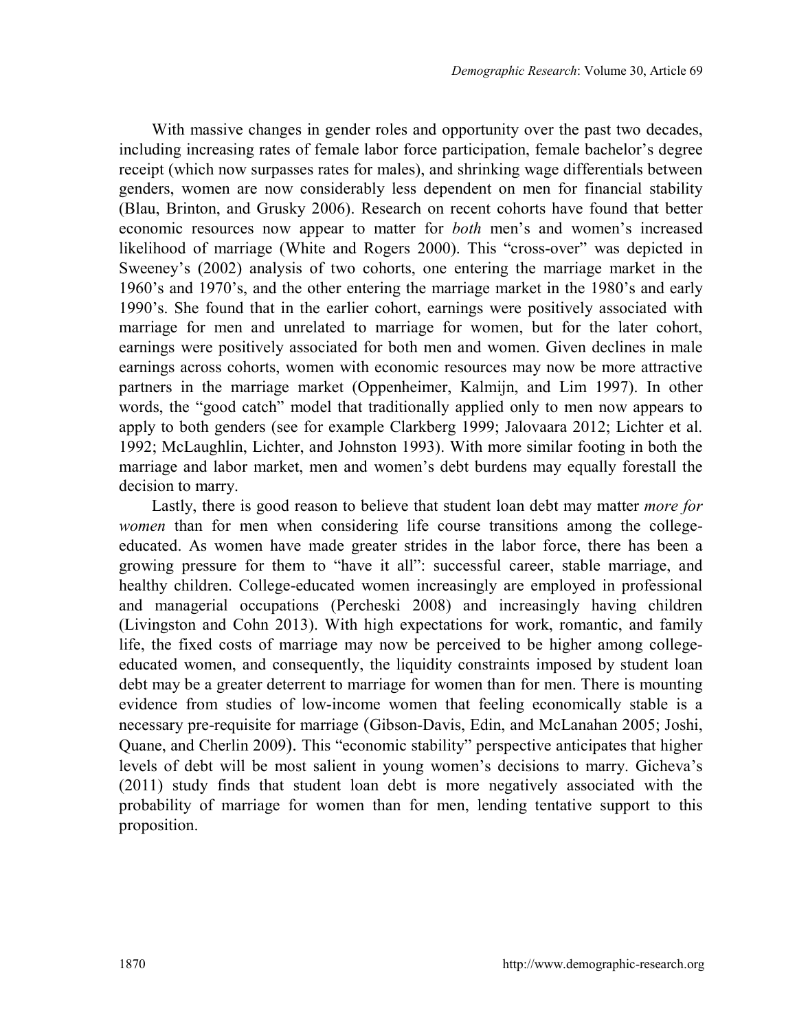With massive changes in gender roles and opportunity over the past two decades, including increasing rates of female labor force participation, female bachelor's degree receipt (which now surpasses rates for males), and shrinking wage differentials between genders, women are now considerably less dependent on men for financial stability (Blau, Brinton, and Grusky 2006). Research on recent cohorts have found that better economic resources now appear to matter for *both* men's and women's increased likelihood of marriage (White and Rogers 2000). This "cross-over" was depicted in Sweeney's (2002) analysis of two cohorts, one entering the marriage market in the 1960's and 1970's, and the other entering the marriage market in the 1980's and early 1990's. She found that in the earlier cohort, earnings were positively associated with marriage for men and unrelated to marriage for women, but for the later cohort, earnings were positively associated for both men and women. Given declines in male earnings across cohorts, women with economic resources may now be more attractive partners in the marriage market (Oppenheimer, Kalmijn, and Lim 1997). In other words, the "good catch" model that traditionally applied only to men now appears to apply to both genders (see for example Clarkberg 1999; Jalovaara 2012; Lichter et al. 1992; McLaughlin, Lichter, and Johnston 1993). With more similar footing in both the marriage and labor market, men and women's debt burdens may equally forestall the decision to marry.

Lastly, there is good reason to believe that student loan debt may matter *more for women* than for men when considering life course transitions among the college-educated. As women have made greater strides in the labor force, there has been a growing pressure for them to "have it all": successful career, stable marriage, and healthy children. College-educated women increasingly are employed in professional and managerial occupations (Percheski 2008) and increasingly having children (Livingston and Cohn 2013). With high expectations for work, romantic, and family life, the fixed costs of marriage may now be perceived to be higher among college-educated women, and consequently, the liquidity constraints imposed by student loan debt may be a greater deterrent to marriage for women than for men. There is mounting evidence from studies of low-income women that feeling economically stable is a necessary pre-requisite for marriage (Gibson-Davis, Edin, and McLanahan 2005; Joshi, Quane, and Cherlin 2009). This "economic stability" perspective anticipates that higher levels of debt will be most salient in young women's decisions to marry. Gicheva's (2011) study finds that student loan debt is more negatively associated with the probability of marriage for women than for men, lending tentative support to this proposition.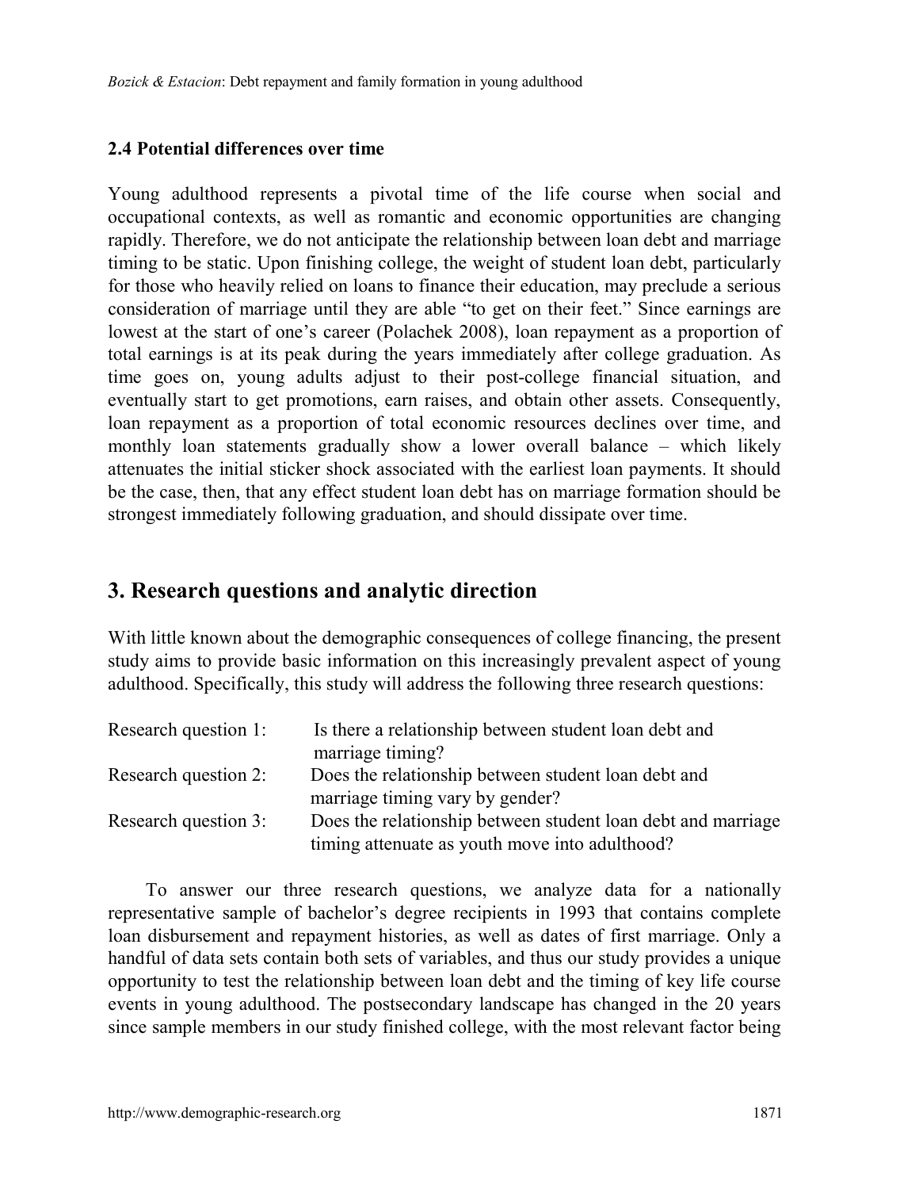### 2.4 Potential differences over time

Young adulthood represents a pivotal time of the life course when social and occupational contexts, as well as romantic and economic opportunities are changing rapidly. Therefore, we do not anticipate the relationship between loan debt and marriage timing to be static. Upon finishing college, the weight of student loan debt, particularly for those who heavily relied on loans to finance their education, may preclude a serious consideration of marriage until they are able "to get on their feet." Since earnings are lowest at the start of one's career (Polachek 2008), loan repayment as a proportion of total earnings is at its peak during the years immediately after college graduation. As time goes on, young adults adjust to their post-college financial situation, and eventually start to get promotions, earn raises, and obtain other assets. Consequently, loan repayment as a proportion of total economic resources declines over time, and monthly loan statements gradually show a lower overall balance – which likely attenuates the initial sticker shock associated with the earliest loan payments. It should be the case, then, that any effect student loan debt has on marriage formation should be strongest immediately following graduation, and should dissipate over time.

## 3. Research questions and analytic direction

With little known about the demographic consequences of college financing, the present study aims to provide basic information on this increasingly prevalent aspect of young adulthood. Specifically, this study will address the following three research questions:

Research question 1: Is there a relationship between student loan debt and marriage timing?

Research question 2: Does the relationship between student loan debt and marriage timing vary by gender?

Research question 3: Does the relationship between student loan debt and marriage timing attenuate as youth move into adulthood?

To answer our three research questions, we analyze data for a nationally representative sample of bachelor's degree recipients in 1993 that contains complete loan disbursement and repayment histories, as well as dates of first marriage. Only a handful of data sets contain both sets of variables, and thus our study provides a unique opportunity to test the relationship between loan debt and the timing of key life course events in young adulthood. The postsecondary landscape has changed in the 20 years since sample members in our study finished college, with the most relevant factor being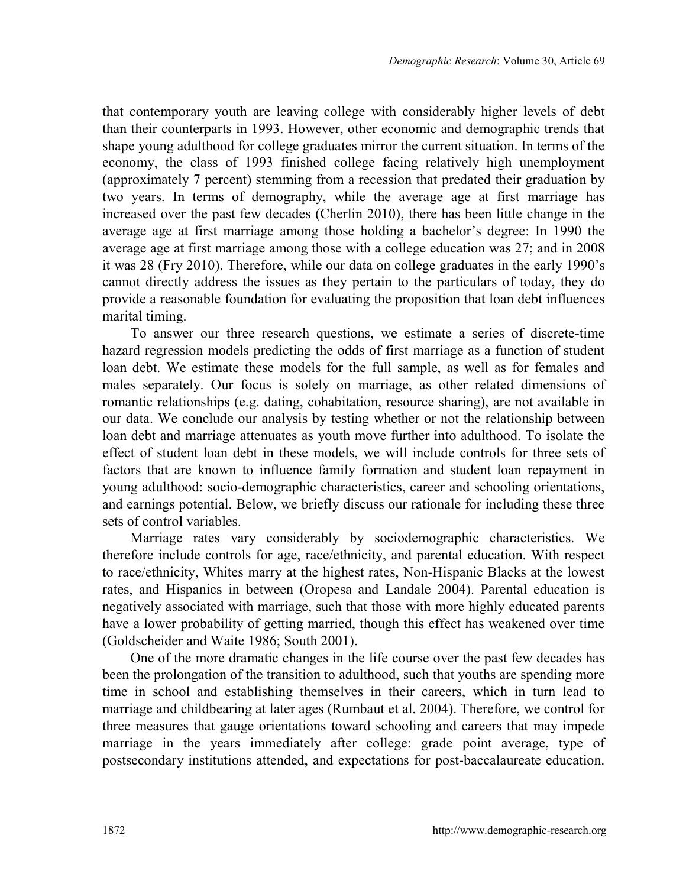that contemporary youth are leaving college with considerably higher levels of debt than their counterparts in 1993. However, other economic and demographic trends that shape young adulthood for college graduates mirror the current situation. In terms of the economy, the class of 1993 finished college facing relatively high unemployment (approximately 7 percent) stemming from a recession that predated their graduation by two years. In terms of demography, while the average age at first marriage has increased over the past few decades (Cherlin 2010), there has been little change in the average age at first marriage among those holding a bachelor's degree: In 1990 the average age at first marriage among those with a college education was 27; and in 2008 it was 28 (Fry 2010). Therefore, while our data on college graduates in the early 1990's cannot directly address the issues as they pertain to the particulars of today, they do provide a reasonable foundation for evaluating the proposition that loan debt influences marital timing.

To answer our three research questions, we estimate a series of discrete-time hazard regression models predicting the odds of first marriage as a function of student loan debt. We estimate these models for the full sample, as well as for females and males separately. Our focus is solely on marriage, as other related dimensions of romantic relationships (e.g. dating, cohabitation, resource sharing), are not available in our data. We conclude our analysis by testing whether or not the relationship between loan debt and marriage attenuates as youth move further into adulthood. To isolate the effect of student loan debt in these models, we will include controls for three sets of factors that are known to influence family formation and student loan repayment in young adulthood: socio-demographic characteristics, career and schooling orientations, and earnings potential. Below, we briefly discuss our rationale for including these three sets of control variables.

Marriage rates vary considerably by sociodemographic characteristics. We therefore include controls for age, race/ethnicity, and parental education. With respect to race/ethnicity, Whites marry at the highest rates, Non-Hispanic Blacks at the lowest rates, and Hispanics in between (Oropesa and Landale 2004). Parental education is negatively associated with marriage, such that those with more highly educated parents have a lower probability of getting married, though this effect has weakened over time (Goldscheider and Waite 1986; South 2001).

One of the more dramatic changes in the life course over the past few decades has been the prolongation of the transition to adulthood, such that youths are spending more time in school and establishing themselves in their careers, which in turn lead to marriage and childbearing at later ages (Rumbaut et al. 2004). Therefore, we control for three measures that gauge orientations toward schooling and careers that may impede marriage in the years immediately after college: grade point average, type of postsecondary institutions attended, and expectations for post-baccalaureate education.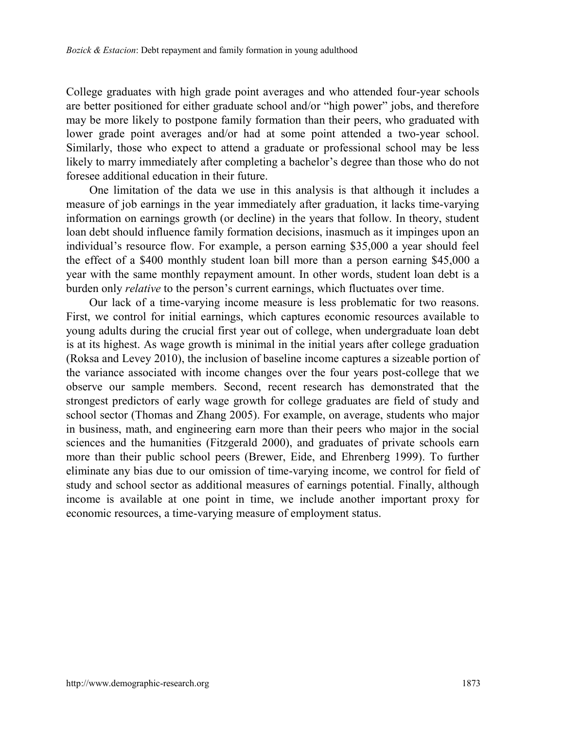College graduates with high grade point averages and who attended four-year schools are better positioned for either graduate school and/or "high power" jobs, and therefore may be more likely to postpone family formation than their peers, who graduated with lower grade point averages and/or had at some point attended a two-year school. Similarly, those who expect to attend a graduate or professional school may be less likely to marry immediately after completing a bachelor's degree than those who do not foresee additional education in their future.

One limitation of the data we use in this analysis is that although it includes a measure of job earnings in the year immediately after graduation, it lacks time-varying information on earnings growth (or decline) in the years that follow. In theory, student loan debt should influence family formation decisions, inasmuch as it impinges upon an individual's resource flow. For example, a person earning $35,000 a year should feel the effect of a $400 monthly student loan bill more than a person earning $45,000 a year with the same monthly repayment amount. In other words, student loan debt is a burden only *relative* to the person's current earnings, which fluctuates over time.

Our lack of a time-varying income measure is less problematic for two reasons. First, we control for initial earnings, which captures economic resources available to young adults during the crucial first year out of college, when undergraduate loan debt is at its highest. As wage growth is minimal in the initial years after college graduation (Roksa and Levey 2010), the inclusion of baseline income captures a sizeable portion of the variance associated with income changes over the four years post-college that we observe our sample members. Second, recent research has demonstrated that the strongest predictors of early wage growth for college graduates are field of study and school sector (Thomas and Zhang 2005). For example, on average, students who major in business, math, and engineering earn more than their peers who major in the social sciences and the humanities (Fitzgerald 2000), and graduates of private schools earn more than their public school peers (Brewer, Eide, and Ehrenberg 1999). To further eliminate any bias due to our omission of time-varying income, we control for field of study and school sector as additional measures of earnings potential. Finally, although income is available at one point in time, we include another important proxy for economic resources, a time-varying measure of employment status.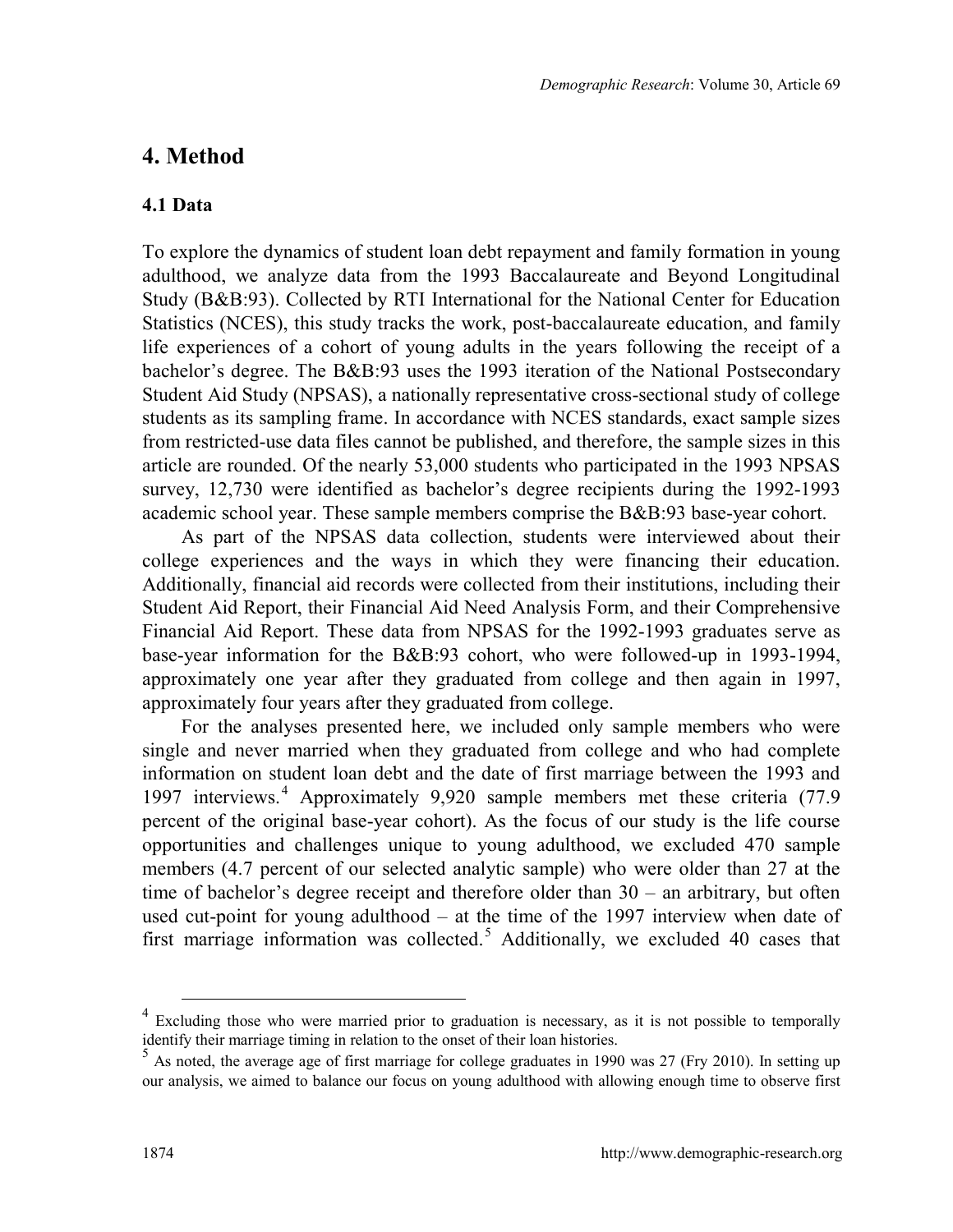# 4. Method

## 4.1 Data

To explore the dynamics of student loan debt repayment and family formation in young adulthood, we analyze data from the 1993 Baccalaureate and Beyond Longitudinal Study (B&B:93). Collected by RTI International for the National Center for Education Statistics (NCES), this study tracks the work, post-baccalaureate education, and family life experiences of a cohort of young adults in the years following the receipt of a bachelor's degree. The B&B:93 uses the 1993 iteration of the National Postsecondary Student Aid Study (NPSAS), a nationally representative cross-sectional study of college students as its sampling frame. In accordance with NCES standards, exact sample sizes from restricted-use data files cannot be published, and therefore, the sample sizes in this article are rounded. Of the nearly 53,000 students who participated in the 1993 NPSAS survey, 12,730 were identified as bachelor's degree recipients during the 1992-1993 academic school year. These sample members comprise the B&B:93 base-year cohort.

As part of the NPSAS data collection, students were interviewed about their college experiences and the ways in which they were financing their education. Additionally, financial aid records were collected from their institutions, including their Student Aid Report, their Financial Aid Need Analysis Form, and their Comprehensive Financial Aid Report. These data from NPSAS for the 1992-1993 graduates serve as base-year information for the B&B:93 cohort, who were followed-up in 1993-1994, approximately one year after they graduated from college and then again in 1997, approximately four years after they graduated from college.

For the analyses presented here, we included only sample members who were single and never married when they graduated from college and who had complete information on student loan debt and the date of first marriage between the 1993 and 1997 interviews.[4] Approximately 9,920 sample members met these criteria (77.9 percent of the original base-year cohort). As the focus of our study is the life course opportunities and challenges unique to young adulthood, we excluded 470 sample members (4.7 percent of our selected analytic sample) who were older than 27 at the time of bachelor's degree receipt and therefore older than 30 – an arbitrary, but often used cut-point for young adulthood – at the time of the 1997 interview when date of first marriage information was collected.[5] Additionally, we excluded 40 cases that

---

[4] Excluding those who were married prior to graduation is necessary, as it is not possible to temporally identify their marriage timing in relation to the onset of their loan histories.

[5] As noted, the average age of first marriage for college graduates in 1990 was 27 (Fry 2010). In setting up our analysis, we aimed to balance our focus on young adulthood with allowing enough time to observe first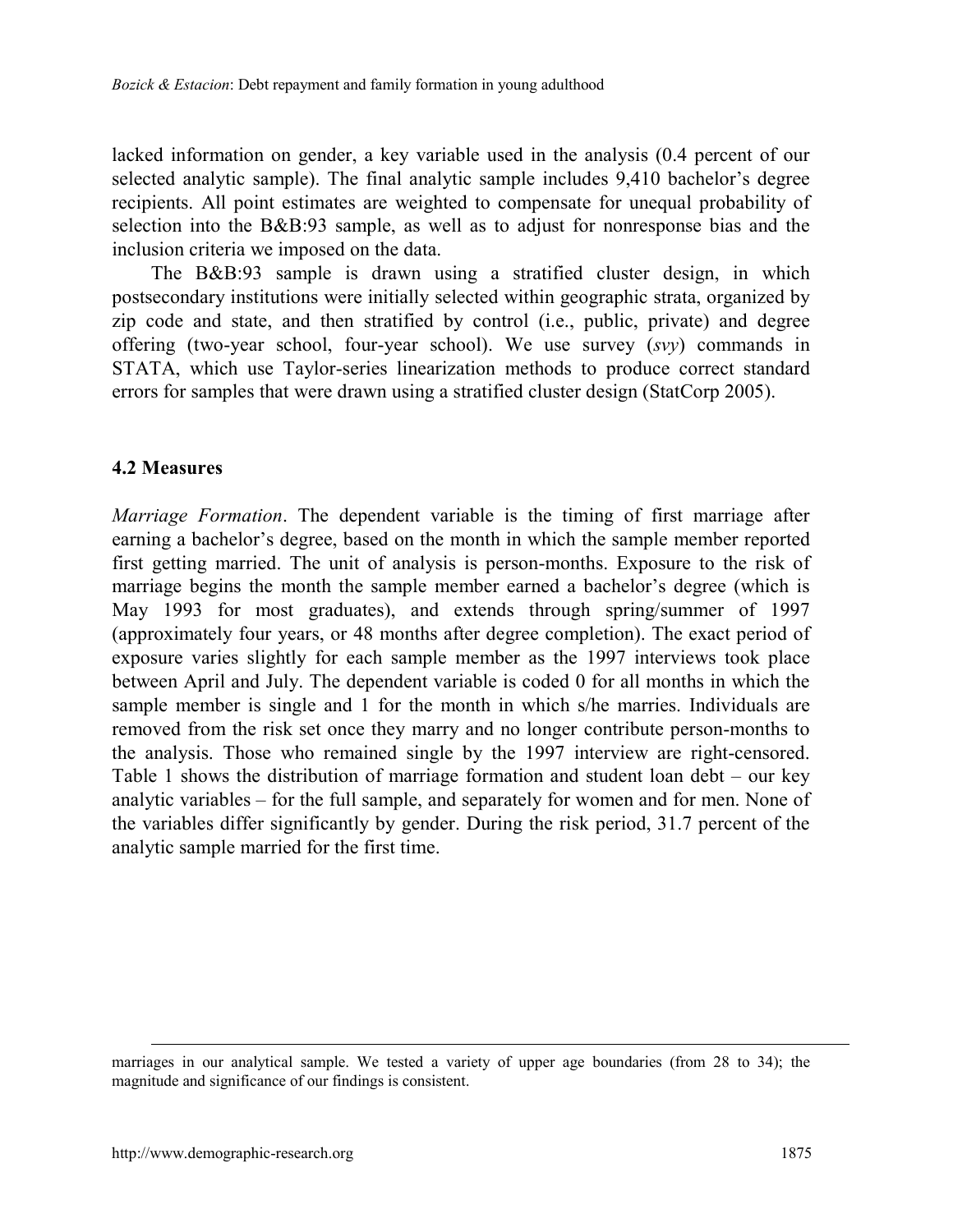lacked information on gender, a key variable used in the analysis (0.4 percent of our selected analytic sample). The final analytic sample includes 9,410 bachelor's degree recipients. All point estimates are weighted to compensate for unequal probability of selection into the B&B:93 sample, as well as to adjust for nonresponse bias and the inclusion criteria we imposed on the data.

The B&B:93 sample is drawn using a stratified cluster design, in which postsecondary institutions were initially selected within geographic strata, organized by zip code and state, and then stratified by control (i.e., public, private) and degree offering (two-year school, four-year school). We use survey (*svy*) commands in STATA, which use Taylor-series linearization methods to produce correct standard errors for samples that were drawn using a stratified cluster design (StatCorp 2005).

### 4.2 Measures

*Marriage Formation*. The dependent variable is the timing of first marriage after earning a bachelor's degree, based on the month in which the sample member reported first getting married. The unit of analysis is person-months. Exposure to the risk of marriage begins the month the sample member earned a bachelor's degree (which is May 1993 for most graduates), and extends through spring/summer of 1997 (approximately four years, or 48 months after degree completion). The exact period of exposure varies slightly for each sample member as the 1997 interviews took place between April and July. The dependent variable is coded 0 for all months in which the sample member is single and 1 for the month in which s/he marries. Individuals are removed from the risk set once they marry and no longer contribute person-months to the analysis. Those who remained single by the 1997 interview are right-censored. Table 1 shows the distribution of marriage formation and student loan debt – our key analytic variables – for the full sample, and separately for women and for men. None of the variables differ significantly by gender. During the risk period, 31.7 percent of the analytic sample married for the first time.

---

marriages in our analytical sample. We tested a variety of upper age boundaries (from 28 to 34); the magnitude and significance of our findings is consistent.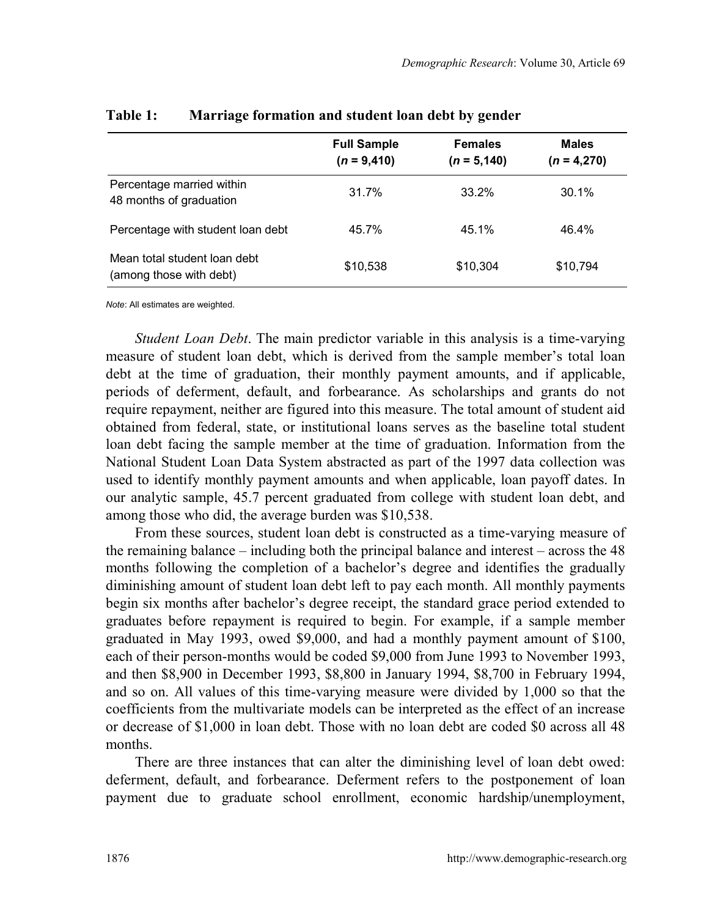**Table 1: Marriage formation and student loan debt by gender**

| | Full Sample ($n$ = 9,410) | Females ($n$ = 5,140) | Males ($n$ = 4,270) |
|---|---|---|---|
| Percentage married within 48 months of graduation | 31.7% | 33.2% | 30.1% |
| Percentage with student loan debt | 45.7% | 45.1% | 46.4% |
| Mean total student loan debt (among those with debt) | \$10,538 | \$10,304 | \$10,794 |

*Note*: All estimates are weighted.

*Student Loan Debt*. The main predictor variable in this analysis is a time-varying measure of student loan debt, which is derived from the sample member's total loan debt at the time of graduation, their monthly payment amounts, and if applicable, periods of deferment, default, and forbearance. As scholarships and grants do not require repayment, neither are figured into this measure. The total amount of student aid obtained from federal, state, or institutional loans serves as the baseline total student loan debt facing the sample member at the time of graduation. Information from the National Student Loan Data System abstracted as part of the 1997 data collection was used to identify monthly payment amounts and when applicable, loan payoff dates. In our analytic sample, 45.7 percent graduated from college with student loan debt, and among those who did, the average burden was \$10,538.

From these sources, student loan debt is constructed as a time-varying measure of the remaining balance – including both the principal balance and interest – across the 48 months following the completion of a bachelor's degree and identifies the gradually diminishing amount of student loan debt left to pay each month. All monthly payments begin six months after bachelor's degree receipt, the standard grace period extended to graduates before repayment is required to begin. For example, if a sample member graduated in May 1993, owed \$9,000, and had a monthly payment amount of \$100, each of their person-months would be coded \$9,000 from June 1993 to November 1993, and then \$8,900 in December 1993, \$8,800 in January 1994, \$8,700 in February 1994, and so on. All values of this time-varying measure were divided by 1,000 so that the coefficients from the multivariate models can be interpreted as the effect of an increase or decrease of \$1,000 in loan debt. Those with no loan debt are coded \$0 across all 48 months.

There are three instances that can alter the diminishing level of loan debt owed: deferment, default, and forbearance. Deferment refers to the postponement of loan payment due to graduate school enrollment, economic hardship/unemployment,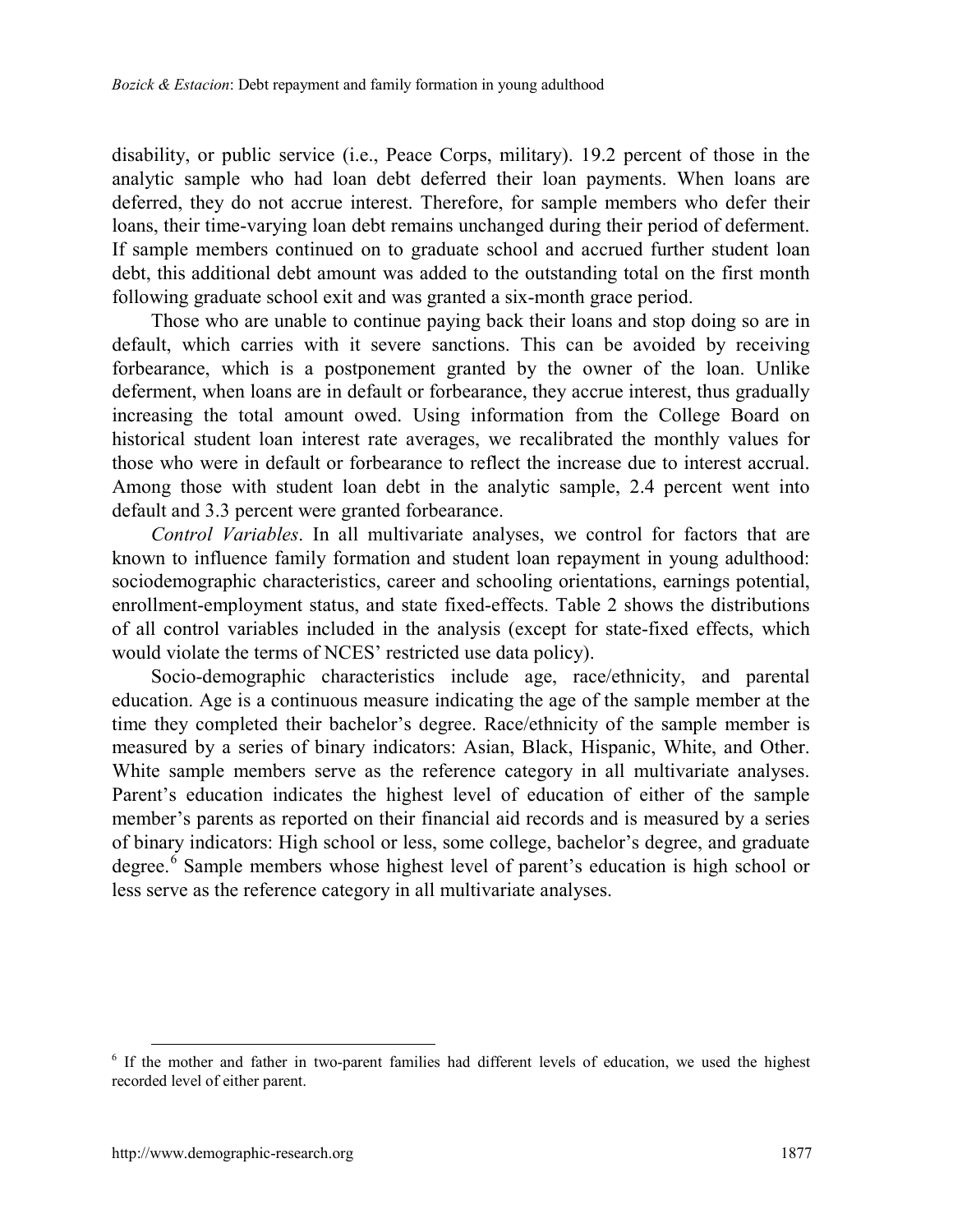disability, or public service (i.e., Peace Corps, military). 19.2 percent of those in the analytic sample who had loan debt deferred their loan payments. When loans are deferred, they do not accrue interest. Therefore, for sample members who defer their loans, their time-varying loan debt remains unchanged during their period of deferment. If sample members continued on to graduate school and accrued further student loan debt, this additional debt amount was added to the outstanding total on the first month following graduate school exit and was granted a six-month grace period.

Those who are unable to continue paying back their loans and stop doing so are in default, which carries with it severe sanctions. This can be avoided by receiving forbearance, which is a postponement granted by the owner of the loan. Unlike deferment, when loans are in default or forbearance, they accrue interest, thus gradually increasing the total amount owed. Using information from the College Board on historical student loan interest rate averages, we recalibrated the monthly values for those who were in default or forbearance to reflect the increase due to interest accrual. Among those with student loan debt in the analytic sample, 2.4 percent went into default and 3.3 percent were granted forbearance.

*Control Variables*. In all multivariate analyses, we control for factors that are known to influence family formation and student loan repayment in young adulthood: sociodemographic characteristics, career and schooling orientations, earnings potential, enrollment-employment status, and state fixed-effects. Table 2 shows the distributions of all control variables included in the analysis (except for state-fixed effects, which would violate the terms of NCES' restricted use data policy).

Socio-demographic characteristics include age, race/ethnicity, and parental education. Age is a continuous measure indicating the age of the sample member at the time they completed their bachelor's degree. Race/ethnicity of the sample member is measured by a series of binary indicators: Asian, Black, Hispanic, White, and Other. White sample members serve as the reference category in all multivariate analyses. Parent's education indicates the highest level of education of either of the sample member's parents as reported on their financial aid records and is measured by a series of binary indicators: High school or less, some college, bachelor's degree, and graduate degree.[6] Sample members whose highest level of parent's education is high school or less serve as the reference category in all multivariate analyses.

[6] If the mother and father in two-parent families had different levels of education, we used the highest recorded level of either parent.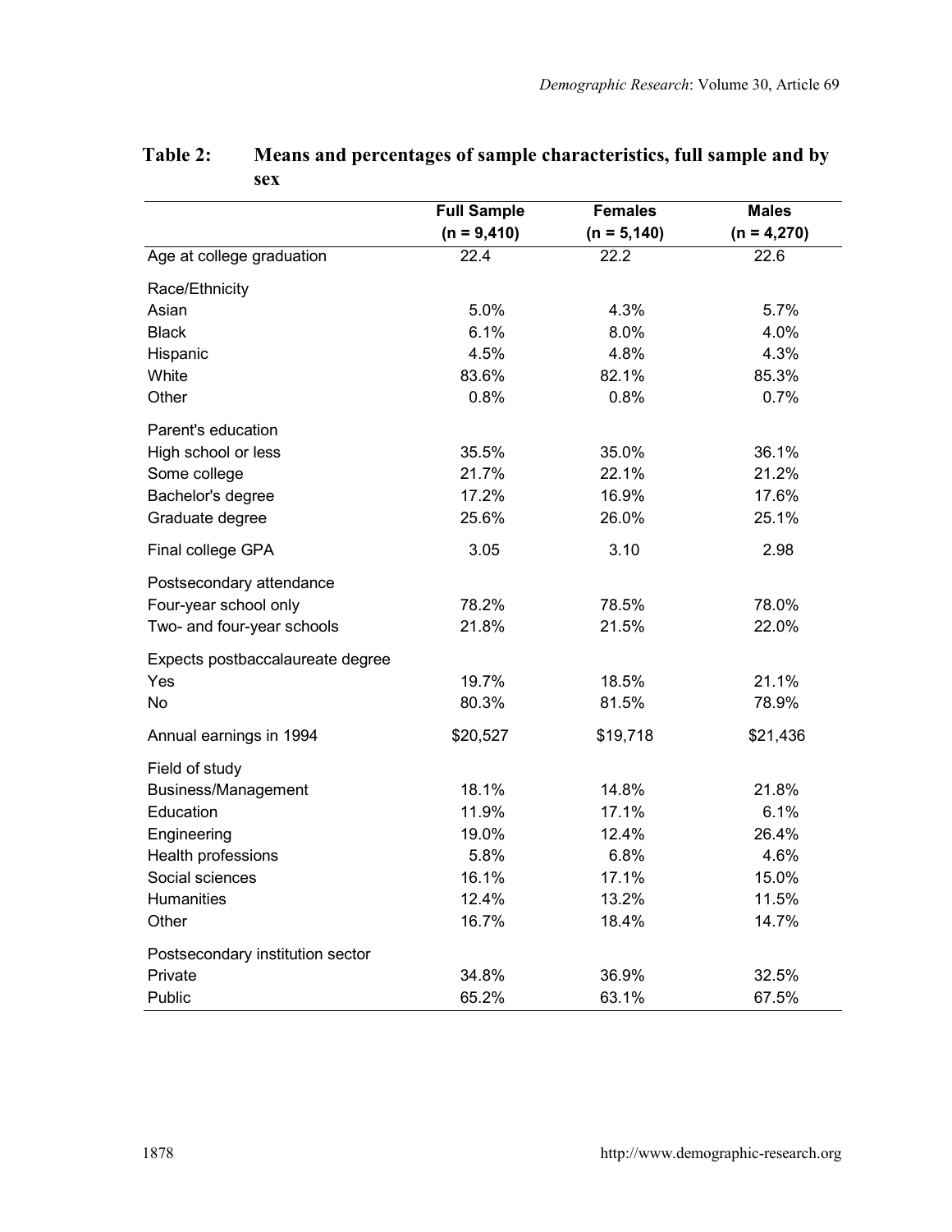**Table 2: Means and percentages of sample characteristics, full sample and by sex**

| | Full Sample (n = 9,410) | Females (n = 5,140) | Males (n = 4,270) |
|---|---|---|---|
| Age at college graduation | 22.4 | 22.2 | 22.6 |
| Race/Ethnicity | | | |
| Asian | 5.0% | 4.3% | 5.7% |
| Black | 6.1% | 8.0% | 4.0% |
| Hispanic | 4.5% | 4.8% | 4.3% |
| White | 83.6% | 82.1% | 85.3% |
| Other | 0.8% | 0.8% | 0.7% |
| Parent's education | | | |
| High school or less | 35.5% | 35.0% | 36.1% |
| Some college | 21.7% | 22.1% | 21.2% |
| Bachelor's degree | 17.2% | 16.9% | 17.6% |
| Graduate degree | 25.6% | 26.0% | 25.1% |
| Final college GPA | 3.05 | 3.10 | 2.98 |
| Postsecondary attendance | | | |
| Four-year school only | 78.2% | 78.5% | 78.0% |
| Two- and four-year schools | 21.8% | 21.5% | 22.0% |
| Expects postbaccalaureate degree | | | |
| Yes | 19.7% | 18.5% | 21.1% |
| No | 80.3% | 81.5% | 78.9% |
| Annual earnings in 1994 | $20,527 | $19,718 | $21,436 |
| Field of study | | | |
| Business/Management | 18.1% | 14.8% | 21.8% |
| Education | 11.9% | 17.1% | 6.1% |
| Engineering | 19.0% | 12.4% | 26.4% |
| Health professions | 5.8% | 6.8% | 4.6% |
| Social sciences | 16.1% | 17.1% | 15.0% |
| Humanities | 12.4% | 13.2% | 11.5% |
| Other | 16.7% | 18.4% | 14.7% |
| Postsecondary institution sector | | | |
| Private | 34.8% | 36.9% | 32.5% |
| Public | 65.2% | 63.1% | 67.5% |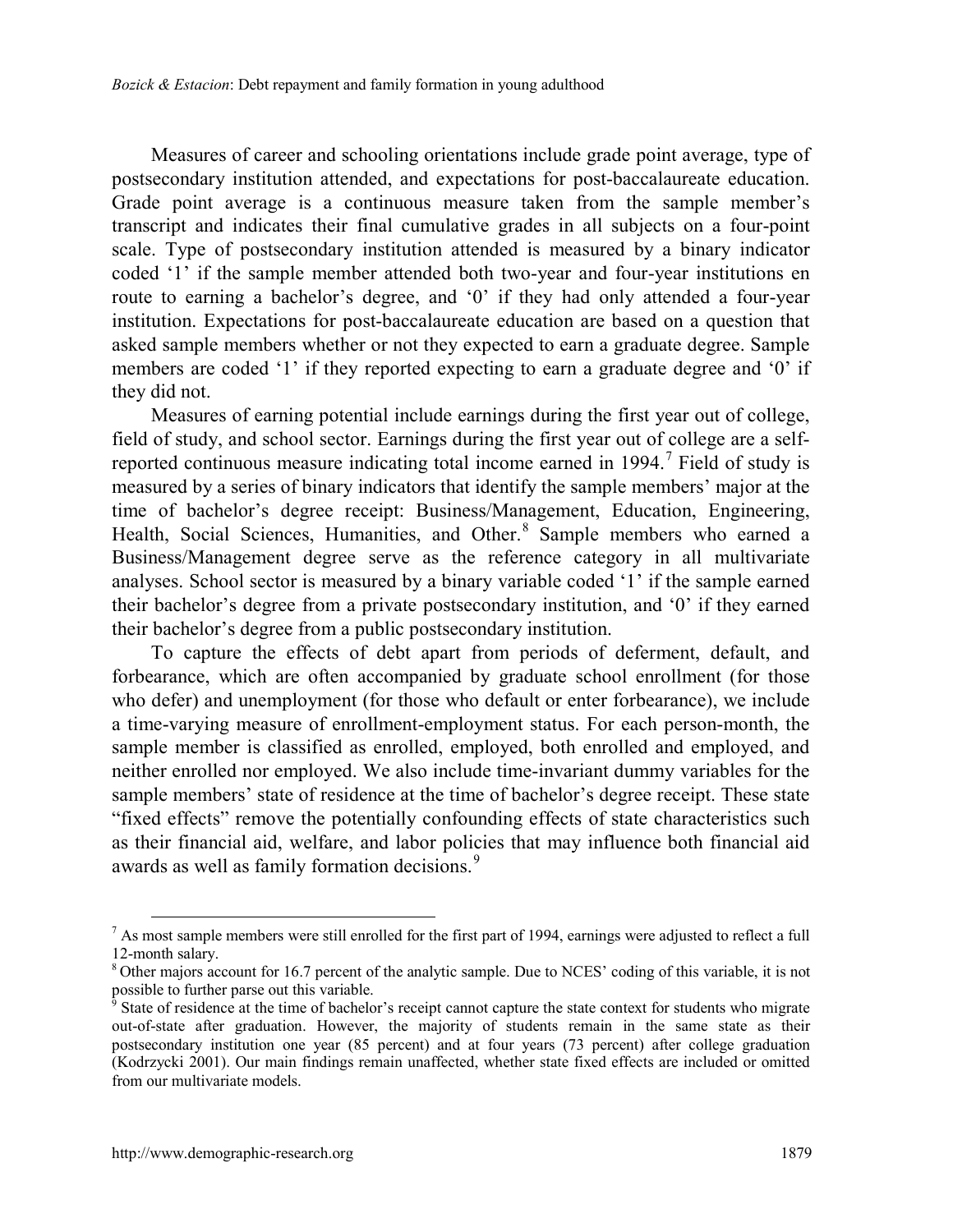Measures of career and schooling orientations include grade point average, type of postsecondary institution attended, and expectations for post-baccalaureate education. Grade point average is a continuous measure taken from the sample member's transcript and indicates their final cumulative grades in all subjects on a four-point scale. Type of postsecondary institution attended is measured by a binary indicator coded '1' if the sample member attended both two-year and four-year institutions en route to earning a bachelor's degree, and '0' if they had only attended a four-year institution. Expectations for post-baccalaureate education are based on a question that asked sample members whether or not they expected to earn a graduate degree. Sample members are coded '1' if they reported expecting to earn a graduate degree and '0' if they did not.

Measures of earning potential include earnings during the first year out of college, field of study, and school sector. Earnings during the first year out of college are a self-reported continuous measure indicating total income earned in 1994.[7] Field of study is measured by a series of binary indicators that identify the sample members' major at the time of bachelor's degree receipt: Business/Management, Education, Engineering, Health, Social Sciences, Humanities, and Other.[8] Sample members who earned a Business/Management degree serve as the reference category in all multivariate analyses. School sector is measured by a binary variable coded '1' if the sample earned their bachelor's degree from a private postsecondary institution, and '0' if they earned their bachelor's degree from a public postsecondary institution.

To capture the effects of debt apart from periods of deferment, default, and forbearance, which are often accompanied by graduate school enrollment (for those who defer) and unemployment (for those who default or enter forbearance), we include a time-varying measure of enrollment-employment status. For each person-month, the sample member is classified as enrolled, employed, both enrolled and employed, and neither enrolled nor employed. We also include time-invariant dummy variables for the sample members' state of residence at the time of bachelor's degree receipt. These state "fixed effects" remove the potentially confounding effects of state characteristics such as their financial aid, welfare, and labor policies that may influence both financial aid awards as well as family formation decisions.[9]

---

[7] As most sample members were still enrolled for the first part of 1994, earnings were adjusted to reflect a full 12-month salary.

[8] Other majors account for 16.7 percent of the analytic sample. Due to NCES' coding of this variable, it is not possible to further parse out this variable.

[9] State of residence at the time of bachelor's receipt cannot capture the state context for students who migrate out-of-state after graduation. However, the majority of students remain in the same state as their postsecondary institution one year (85 percent) and at four years (73 percent) after college graduation (Kodrzycki 2001). Our main findings remain unaffected, whether state fixed effects are included or omitted from our multivariate models.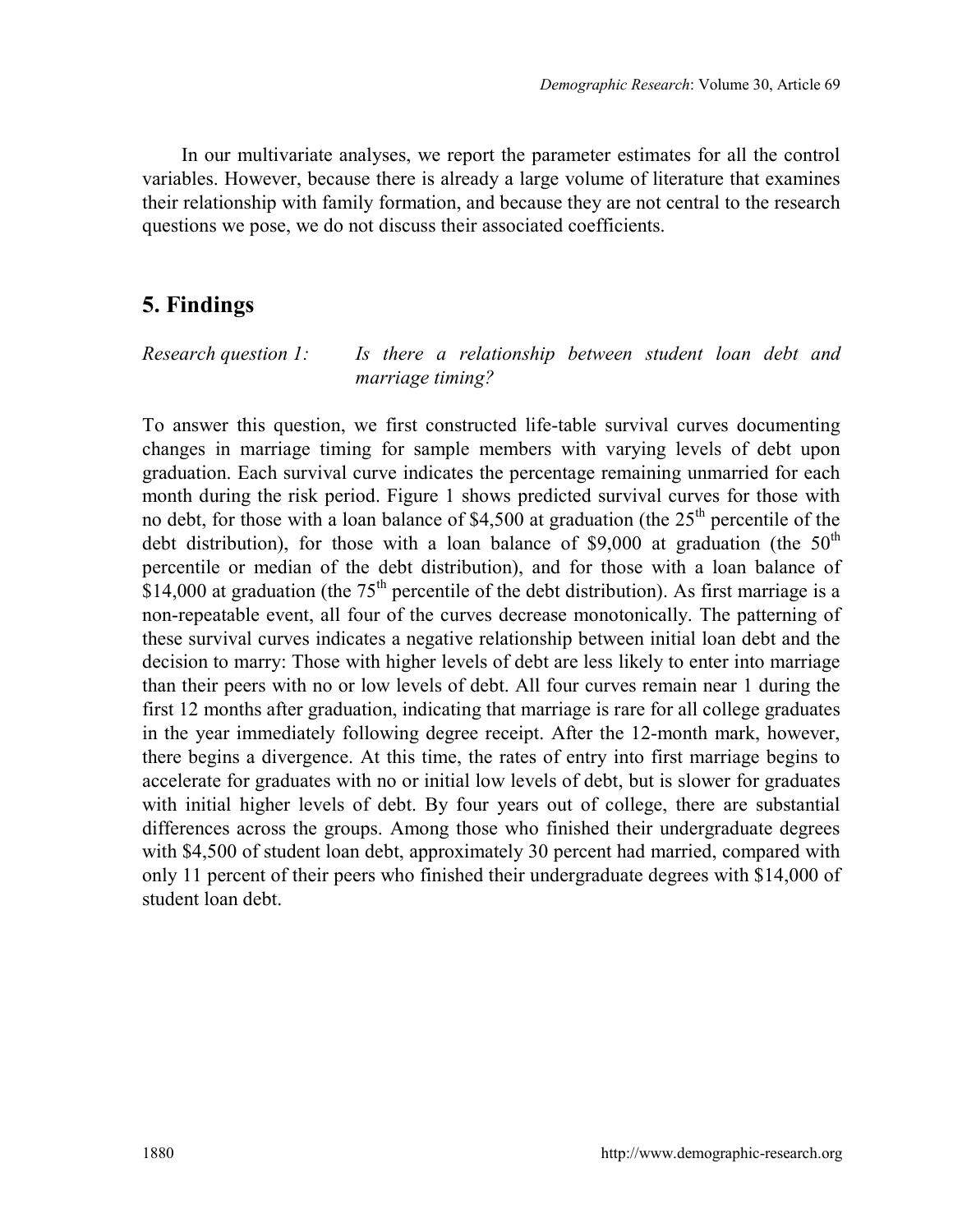In our multivariate analyses, we report the parameter estimates for all the control variables. However, because there is already a large volume of literature that examines their relationship with family formation, and because they are not central to the research questions we pose, we do not discuss their associated coefficients.

## 5. Findings

*Research question 1: Is there a relationship between student loan debt and marriage timing?*

To answer this question, we first constructed life-table survival curves documenting changes in marriage timing for sample members with varying levels of debt upon graduation. Each survival curve indicates the percentage remaining unmarried for each month during the risk period. Figure 1 shows predicted survival curves for those with no debt, for those with a loan balance of \$4,500 at graduation (the 25th percentile of the debt distribution), for those with a loan balance of \$9,000 at graduation (the 50th percentile or median of the debt distribution), and for those with a loan balance of \$14,000 at graduation (the 75th percentile of the debt distribution). As first marriage is a non-repeatable event, all four of the curves decrease monotonically. The patterning of these survival curves indicates a negative relationship between initial loan debt and the decision to marry: Those with higher levels of debt are less likely to enter into marriage than their peers with no or low levels of debt. All four curves remain near 1 during the first 12 months after graduation, indicating that marriage is rare for all college graduates in the year immediately following degree receipt. After the 12-month mark, however, there begins a divergence. At this time, the rates of entry into first marriage begins to accelerate for graduates with no or initial low levels of debt, but is slower for graduates with initial higher levels of debt. By four years out of college, there are substantial differences across the groups. Among those who finished their undergraduate degrees with \$4,500 of student loan debt, approximately 30 percent had married, compared with only 11 percent of their peers who finished their undergraduate degrees with \$14,000 of student loan debt.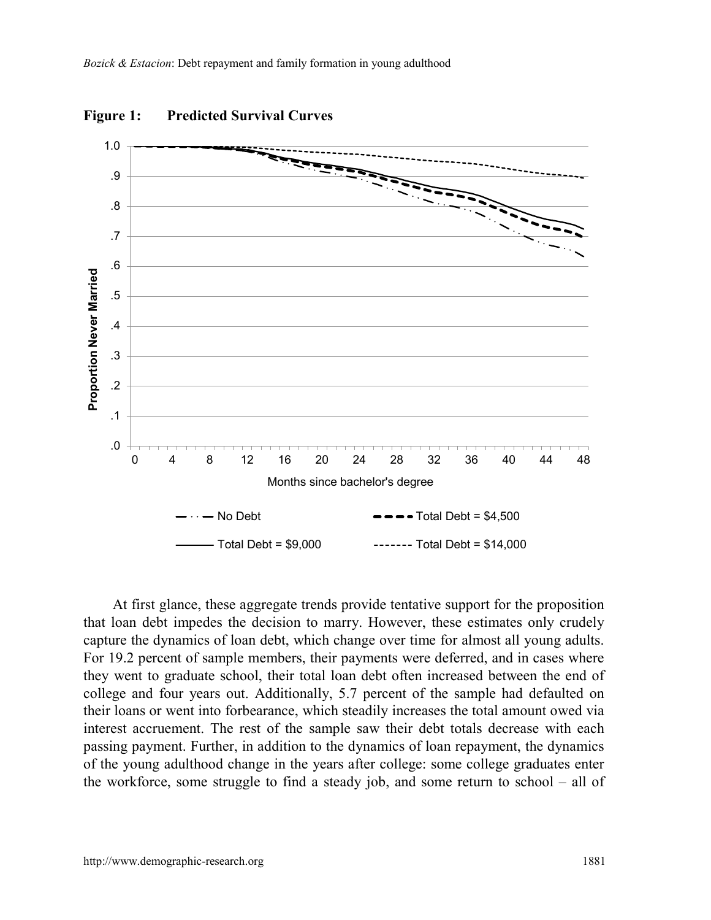**Figure 1: Predicted Survival Curves**

At first glance, these aggregate trends provide tentative support for the proposition that loan debt impedes the decision to marry. However, these estimates only crudely capture the dynamics of loan debt, which change over time for almost all young adults. For 19.2 percent of sample members, their payments were deferred, and in cases where they went to graduate school, their total loan debt often increased between the end of college and four years out. Additionally, 5.7 percent of the sample had defaulted on their loans or went into forbearance, which steadily increases the total amount owed via interest accruement. The rest of the sample saw their debt totals decrease with each passing payment. Further, in addition to the dynamics of loan repayment, the dynamics of the young adulthood change in the years after college: some college graduates enter the workforce, some struggle to find a steady job, and some return to school – all of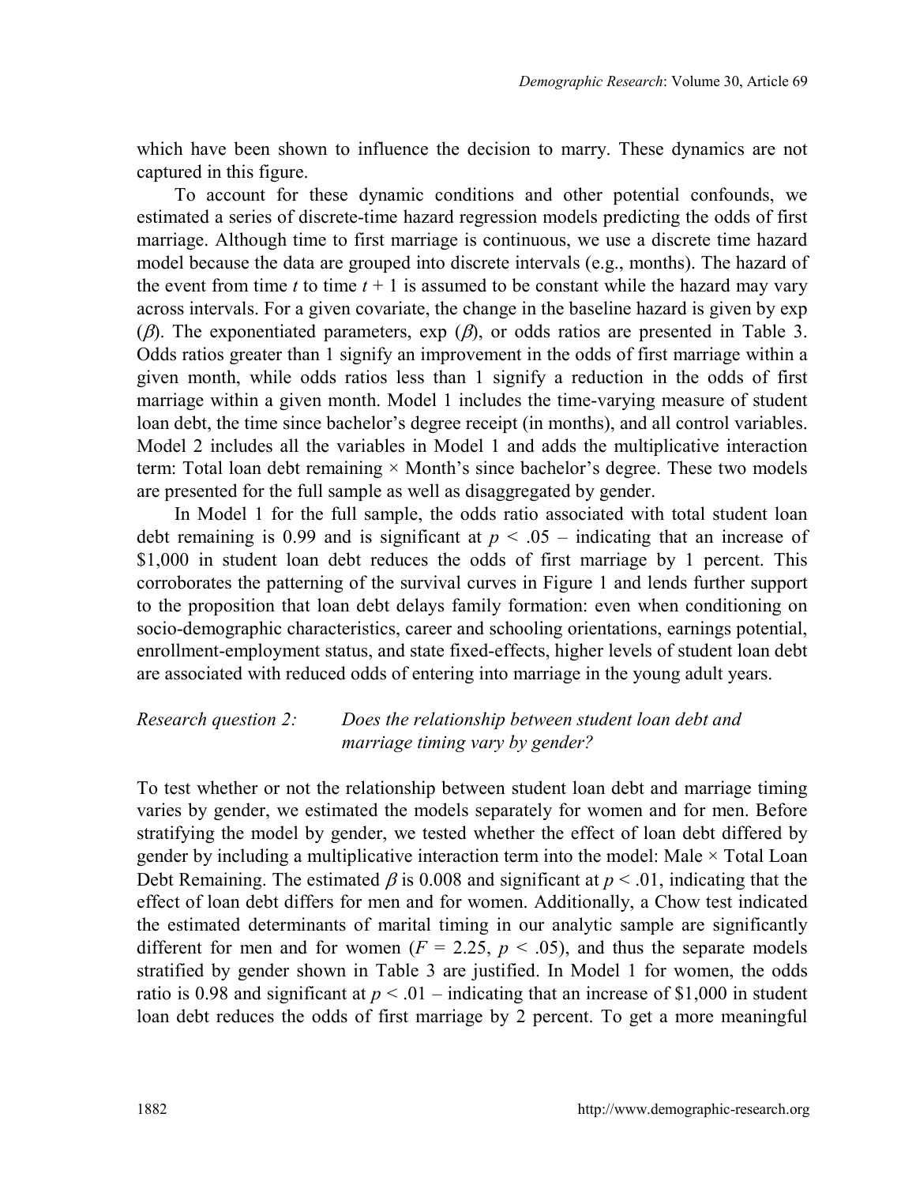which have been shown to influence the decision to marry. These dynamics are not captured in this figure.

To account for these dynamic conditions and other potential confounds, we estimated a series of discrete-time hazard regression models predicting the odds of first marriage. Although time to first marriage is continuous, we use a discrete time hazard model because the data are grouped into discrete intervals (e.g., months). The hazard of the event from time $t$ to time $t + 1$ is assumed to be constant while the hazard may vary across intervals. For a given covariate, the change in the baseline hazard is given by exp ($\beta$). The exponentiated parameters, exp ($\beta$), or odds ratios are presented in Table 3. Odds ratios greater than 1 signify an improvement in the odds of first marriage within a given month, while odds ratios less than 1 signify a reduction in the odds of first marriage within a given month. Model 1 includes the time-varying measure of student loan debt, the time since bachelor's degree receipt (in months), and all control variables. Model 2 includes all the variables in Model 1 and adds the multiplicative interaction term: Total loan debt remaining × Month's since bachelor's degree. These two models are presented for the full sample as well as disaggregated by gender.

In Model 1 for the full sample, the odds ratio associated with total student loan debt remaining is 0.99 and is significant at $p < .05$ – indicating that an increase of \$1,000 in student loan debt reduces the odds of first marriage by 1 percent. This corroborates the patterning of the survival curves in Figure 1 and lends further support to the proposition that loan debt delays family formation: even when conditioning on socio-demographic characteristics, career and schooling orientations, earnings potential, enrollment-employment status, and state fixed-effects, higher levels of student loan debt are associated with reduced odds of entering into marriage in the young adult years.

*Research question 2: Does the relationship between student loan debt and marriage timing vary by gender?*

To test whether or not the relationship between student loan debt and marriage timing varies by gender, we estimated the models separately for women and for men. Before stratifying the model by gender, we tested whether the effect of loan debt differed by gender by including a multiplicative interaction term into the model: Male × Total Loan Debt Remaining. The estimated $\beta$ is 0.008 and significant at $p < .01$, indicating that the effect of loan debt differs for men and for women. Additionally, a Chow test indicated the estimated determinants of marital timing in our analytic sample are significantly different for men and for women ($F = 2.25$, $p < .05$), and thus the separate models stratified by gender shown in Table 3 are justified. In Model 1 for women, the odds ratio is 0.98 and significant at $p < .01$ – indicating that an increase of \$1,000 in student loan debt reduces the odds of first marriage by 2 percent. To get a more meaningful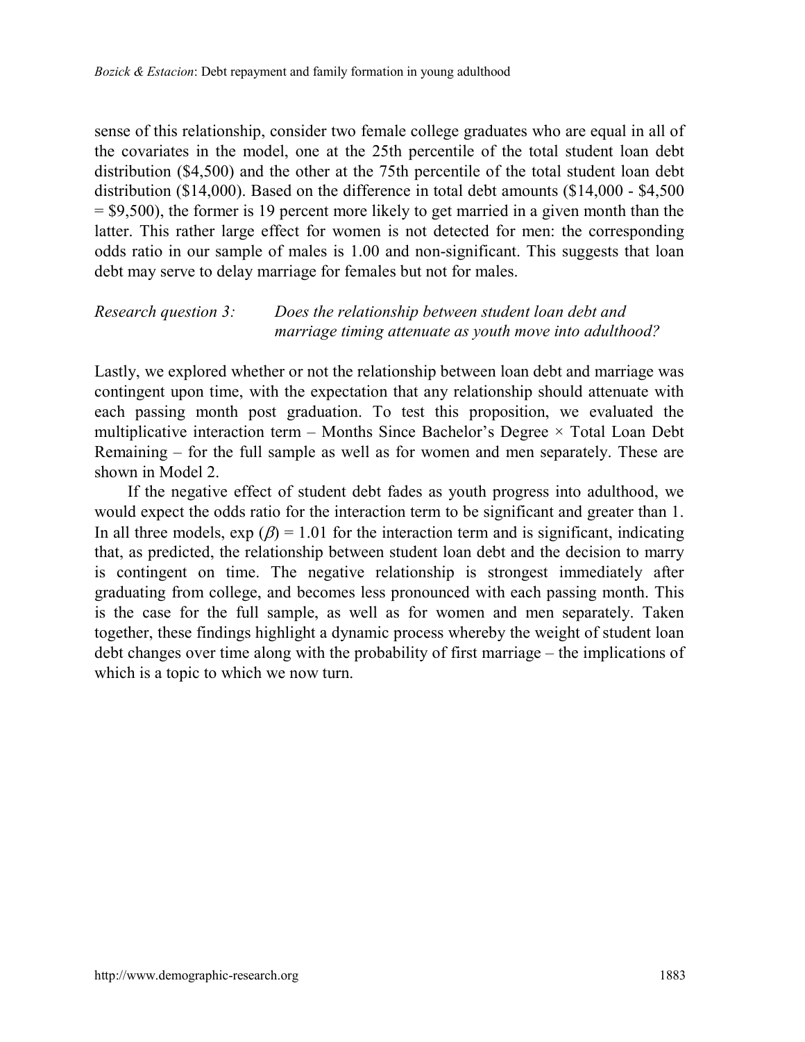sense of this relationship, consider two female college graduates who are equal in all of the covariates in the model, one at the 25th percentile of the total student loan debt distribution (\$4,500) and the other at the 75th percentile of the total student loan debt distribution (\$14,000). Based on the difference in total debt amounts (\$14,000 - \$4,500 = \$9,500), the former is 19 percent more likely to get married in a given month than the latter. This rather large effect for women is not detected for men: the corresponding odds ratio in our sample of males is 1.00 and non-significant. This suggests that loan debt may serve to delay marriage for females but not for males.

*Research question 3: Does the relationship between student loan debt and marriage timing attenuate as youth move into adulthood?*

Lastly, we explored whether or not the relationship between loan debt and marriage was contingent upon time, with the expectation that any relationship should attenuate with each passing month post graduation. To test this proposition, we evaluated the multiplicative interaction term – Months Since Bachelor's Degree × Total Loan Debt Remaining – for the full sample as well as for women and men separately. These are shown in Model 2.

If the negative effect of student debt fades as youth progress into adulthood, we would expect the odds ratio for the interaction term to be significant and greater than 1. In all three models, $\exp(\beta) = 1.01$ for the interaction term and is significant, indicating that, as predicted, the relationship between student loan debt and the decision to marry is contingent on time. The negative relationship is strongest immediately after graduating from college, and becomes less pronounced with each passing month. This is the case for the full sample, as well as for women and men separately. Taken together, these findings highlight a dynamic process whereby the weight of student loan debt changes over time along with the probability of first marriage – the implications of which is a topic to which we now turn.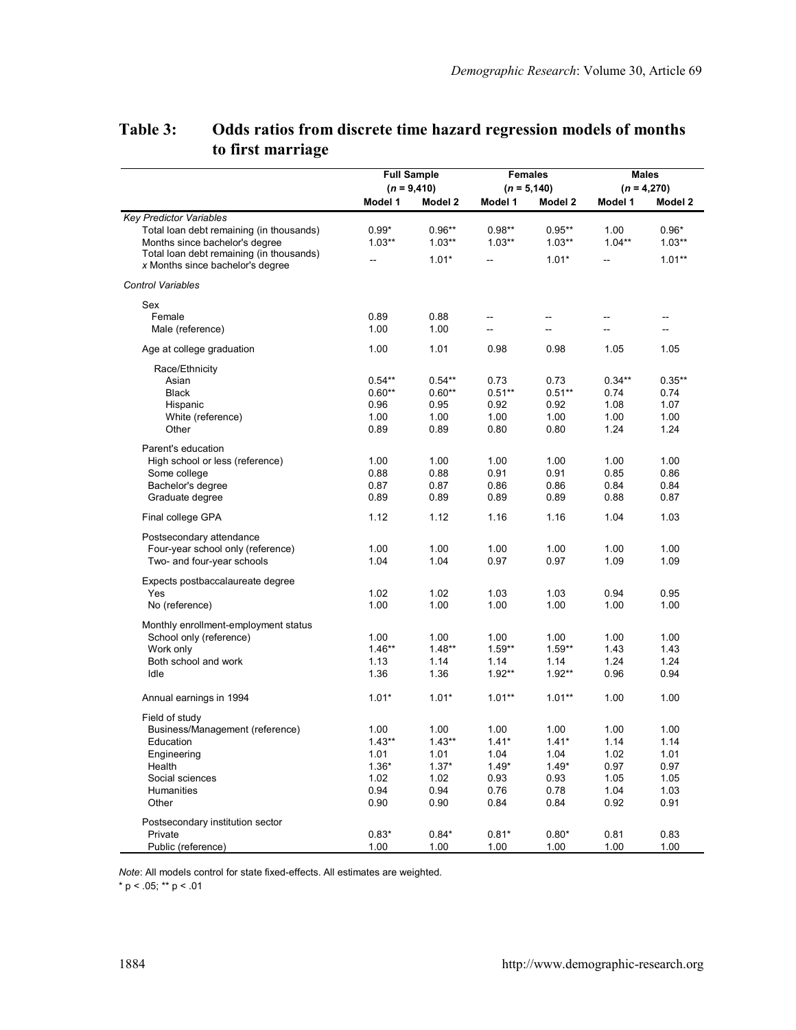**Table 3: Odds ratios from discrete time hazard regression models of months to first marriage**

| | Full Sample ($n$ = 9,410) | | Females ($n$ = 5,140) | | Males ($n$ = 4,270) | |
|---|---|---|---|---|---|---|
| | Model 1 | Model 2 | Model 1 | Model 2 | Model 1 | Model 2 |
| *Key Predictor Variables* | | | | | | |
| Total loan debt remaining (in thousands) | 0.99* | 0.96** | 0.98** | 0.95** | 1.00 | 0.96* |
| Months since bachelor's degree | 1.03** | 1.03** | 1.03** | 1.03** | 1.04** | 1.03** |
| Total loan debt remaining (in thousands) *x* Months since bachelor's degree | -- | 1.01* | -- | 1.01* | -- | 1.01** |
| *Control Variables* | | | | | | |
| Sex | | | | | | |
| Female | 0.89 | 0.88 | -- | -- | -- | -- |
| Male (reference) | 1.00 | 1.00 | -- | -- | -- | -- |
| Age at college graduation | 1.00 | 1.01 | 0.98 | 0.98 | 1.05 | 1.05 |
| Race/Ethnicity | | | | | | |
| Asian | 0.54** | 0.54** | 0.73 | 0.73 | 0.34** | 0.35** |
| Black | 0.60** | 0.60** | 0.51** | 0.51** | 0.74 | 0.74 |
| Hispanic | 0.96 | 0.95 | 0.92 | 0.92 | 1.08 | 1.07 |
| White (reference) | 1.00 | 1.00 | 1.00 | 1.00 | 1.00 | 1.00 |
| Other | 0.89 | 0.89 | 0.80 | 0.80 | 1.24 | 1.24 |
| Parent's education | | | | | | |
| High school or less (reference) | 1.00 | 1.00 | 1.00 | 1.00 | 1.00 | 1.00 |
| Some college | 0.88 | 0.88 | 0.91 | 0.91 | 0.85 | 0.86 |
| Bachelor's degree | 0.87 | 0.87 | 0.86 | 0.86 | 0.84 | 0.84 |
| Graduate degree | 0.89 | 0.89 | 0.89 | 0.89 | 0.88 | 0.87 |
| Final college GPA | 1.12 | 1.12 | 1.16 | 1.16 | 1.04 | 1.03 |
| Postsecondary attendance | | | | | | |
| Four-year school only (reference) | 1.00 | 1.00 | 1.00 | 1.00 | 1.00 | 1.00 |
| Two- and four-year schools | 1.04 | 1.04 | 0.97 | 0.97 | 1.09 | 1.09 |
| Expects postbaccalaureate degree | | | | | | |
| Yes | 1.02 | 1.02 | 1.03 | 1.03 | 0.94 | 0.95 |
| No (reference) | 1.00 | 1.00 | 1.00 | 1.00 | 1.00 | 1.00 |
| Monthly enrollment-employment status | | | | | | |
| School only (reference) | 1.00 | 1.00 | 1.00 | 1.00 | 1.00 | 1.00 |
| Work only | 1.46** | 1.48** | 1.59** | 1.59** | 1.43 | 1.43 |
| Both school and work | 1.13 | 1.14 | 1.14 | 1.14 | 1.24 | 1.24 |
| Idle | 1.36 | 1.36 | 1.92** | 1.92** | 0.96 | 0.94 |
| Annual earnings in 1994 | 1.01* | 1.01* | 1.01** | 1.01** | 1.00 | 1.00 |
| Field of study | | | | | | |
| Business/Management (reference) | 1.00 | 1.00 | 1.00 | 1.00 | 1.00 | 1.00 |
| Education | 1.43** | 1.43** | 1.41* | 1.41* | 1.14 | 1.14 |
| Engineering | 1.01 | 1.01 | 1.04 | 1.04 | 1.02 | 1.01 |
| Health | 1.36* | 1.37* | 1.49* | 1.49* | 0.97 | 0.97 |
| Social sciences | 1.02 | 1.02 | 0.93 | 0.93 | 1.05 | 1.05 |
| Humanities | 0.94 | 0.94 | 0.76 | 0.78 | 1.04 | 1.03 |
| Other | 0.90 | 0.90 | 0.84 | 0.84 | 0.92 | 0.91 |
| Postsecondary institution sector | | | | | | |
| Private | 0.83* | 0.84* | 0.81* | 0.80* | 0.81 | 0.83 |
| Public (reference) | 1.00 | 1.00 | 1.00 | 1.00 | 1.00 | 1.00 |

*Note*: All models control for state fixed-effects. All estimates are weighted.

* $p < .05$; ** $p < .01$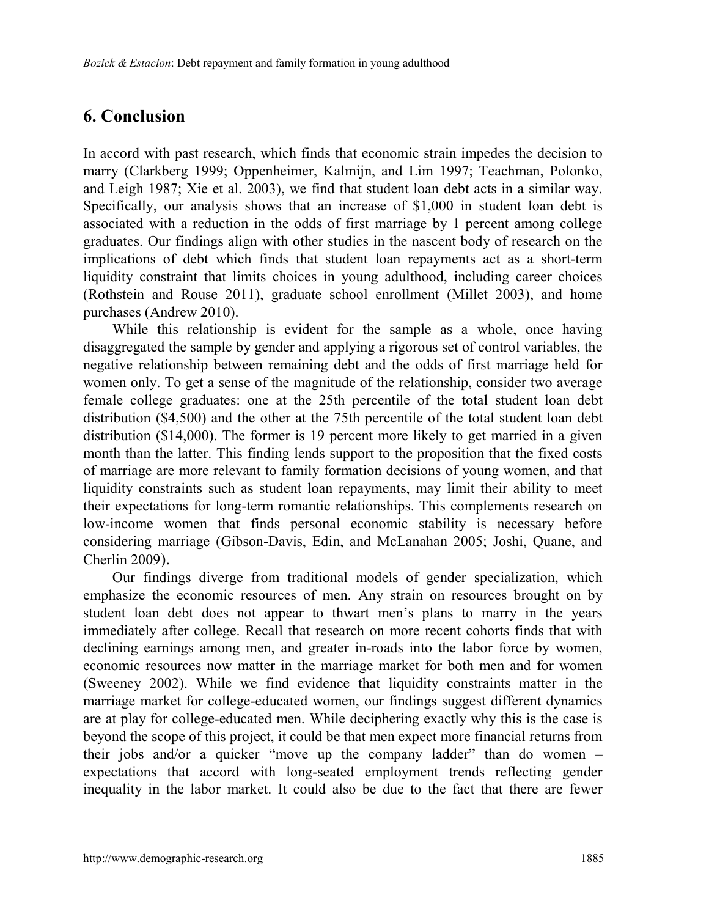## 6. Conclusion

In accord with past research, which finds that economic strain impedes the decision to marry (Clarkberg 1999; Oppenheimer, Kalmijn, and Lim 1997; Teachman, Polonko, and Leigh 1987; Xie et al. 2003), we find that student loan debt acts in a similar way. Specifically, our analysis shows that an increase of $1,000 in student loan debt is associated with a reduction in the odds of first marriage by 1 percent among college graduates. Our findings align with other studies in the nascent body of research on the implications of debt which finds that student loan repayments act as a short-term liquidity constraint that limits choices in young adulthood, including career choices (Rothstein and Rouse 2011), graduate school enrollment (Millet 2003), and home purchases (Andrew 2010).

While this relationship is evident for the sample as a whole, once having disaggregated the sample by gender and applying a rigorous set of control variables, the negative relationship between remaining debt and the odds of first marriage held for women only. To get a sense of the magnitude of the relationship, consider two average female college graduates: one at the 25th percentile of the total student loan debt distribution ($4,500) and the other at the 75th percentile of the total student loan debt distribution ($14,000). The former is 19 percent more likely to get married in a given month than the latter. This finding lends support to the proposition that the fixed costs of marriage are more relevant to family formation decisions of young women, and that liquidity constraints such as student loan repayments, may limit their ability to meet their expectations for long-term romantic relationships. This complements research on low-income women that finds personal economic stability is necessary before considering marriage (Gibson-Davis, Edin, and McLanahan 2005; Joshi, Quane, and Cherlin 2009).

Our findings diverge from traditional models of gender specialization, which emphasize the economic resources of men. Any strain on resources brought on by student loan debt does not appear to thwart men's plans to marry in the years immediately after college. Recall that research on more recent cohorts finds that with declining earnings among men, and greater in-roads into the labor force by women, economic resources now matter in the marriage market for both men and for women (Sweeney 2002). While we find evidence that liquidity constraints matter in the marriage market for college-educated women, our findings suggest different dynamics are at play for college-educated men. While deciphering exactly why this is the case is beyond the scope of this project, it could be that men expect more financial returns from their jobs and/or a quicker "move up the company ladder" than do women – expectations that accord with long-seated employment trends reflecting gender inequality in the labor market. It could also be due to the fact that there are fewer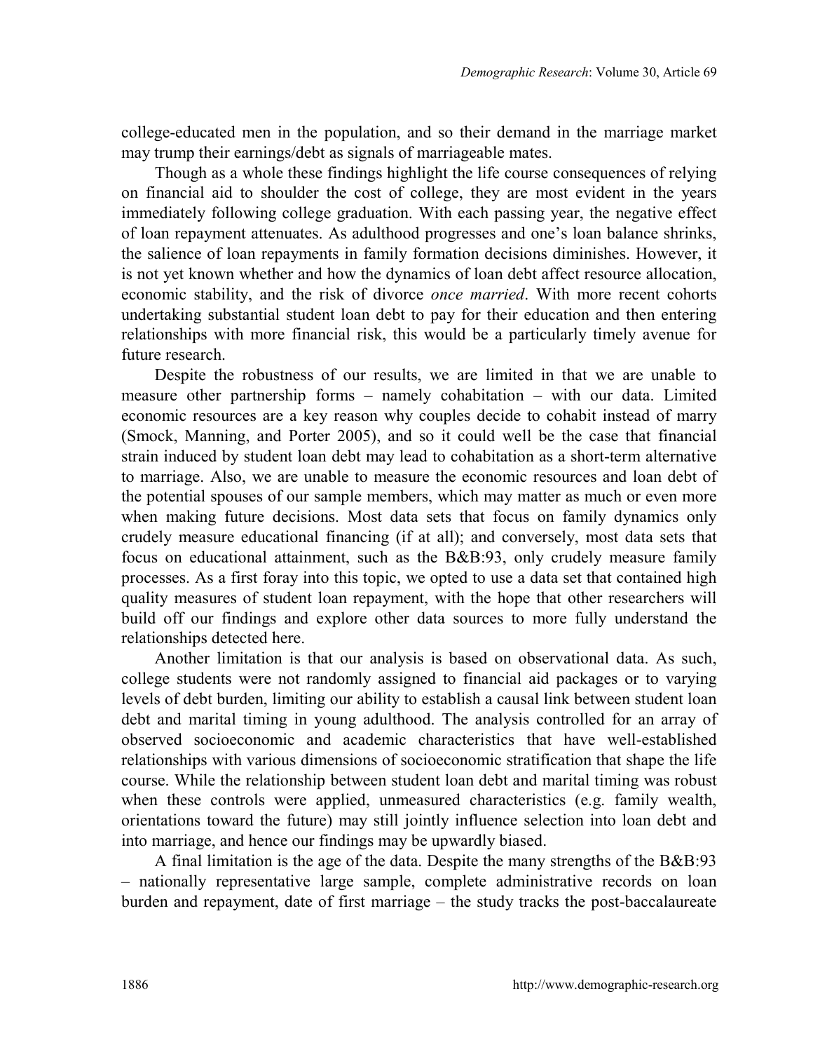college-educated men in the population, and so their demand in the marriage market may trump their earnings/debt as signals of marriageable mates.

Though as a whole these findings highlight the life course consequences of relying on financial aid to shoulder the cost of college, they are most evident in the years immediately following college graduation. With each passing year, the negative effect of loan repayment attenuates. As adulthood progresses and one's loan balance shrinks, the salience of loan repayments in family formation decisions diminishes. However, it is not yet known whether and how the dynamics of loan debt affect resource allocation, economic stability, and the risk of divorce *once married*. With more recent cohorts undertaking substantial student loan debt to pay for their education and then entering relationships with more financial risk, this would be a particularly timely avenue for future research.

Despite the robustness of our results, we are limited in that we are unable to measure other partnership forms – namely cohabitation – with our data. Limited economic resources are a key reason why couples decide to cohabit instead of marry (Smock, Manning, and Porter 2005), and so it could well be the case that financial strain induced by student loan debt may lead to cohabitation as a short-term alternative to marriage. Also, we are unable to measure the economic resources and loan debt of the potential spouses of our sample members, which may matter as much or even more when making future decisions. Most data sets that focus on family dynamics only crudely measure educational financing (if at all); and conversely, most data sets that focus on educational attainment, such as the B&B:93, only crudely measure family processes. As a first foray into this topic, we opted to use a data set that contained high quality measures of student loan repayment, with the hope that other researchers will build off our findings and explore other data sources to more fully understand the relationships detected here.

Another limitation is that our analysis is based on observational data. As such, college students were not randomly assigned to financial aid packages or to varying levels of debt burden, limiting our ability to establish a causal link between student loan debt and marital timing in young adulthood. The analysis controlled for an array of observed socioeconomic and academic characteristics that have well-established relationships with various dimensions of socioeconomic stratification that shape the life course. While the relationship between student loan debt and marital timing was robust when these controls were applied, unmeasured characteristics (e.g. family wealth, orientations toward the future) may still jointly influence selection into loan debt and into marriage, and hence our findings may be upwardly biased.

A final limitation is the age of the data. Despite the many strengths of the B&B:93 – nationally representative large sample, complete administrative records on loan burden and repayment, date of first marriage – the study tracks the post-baccalaureate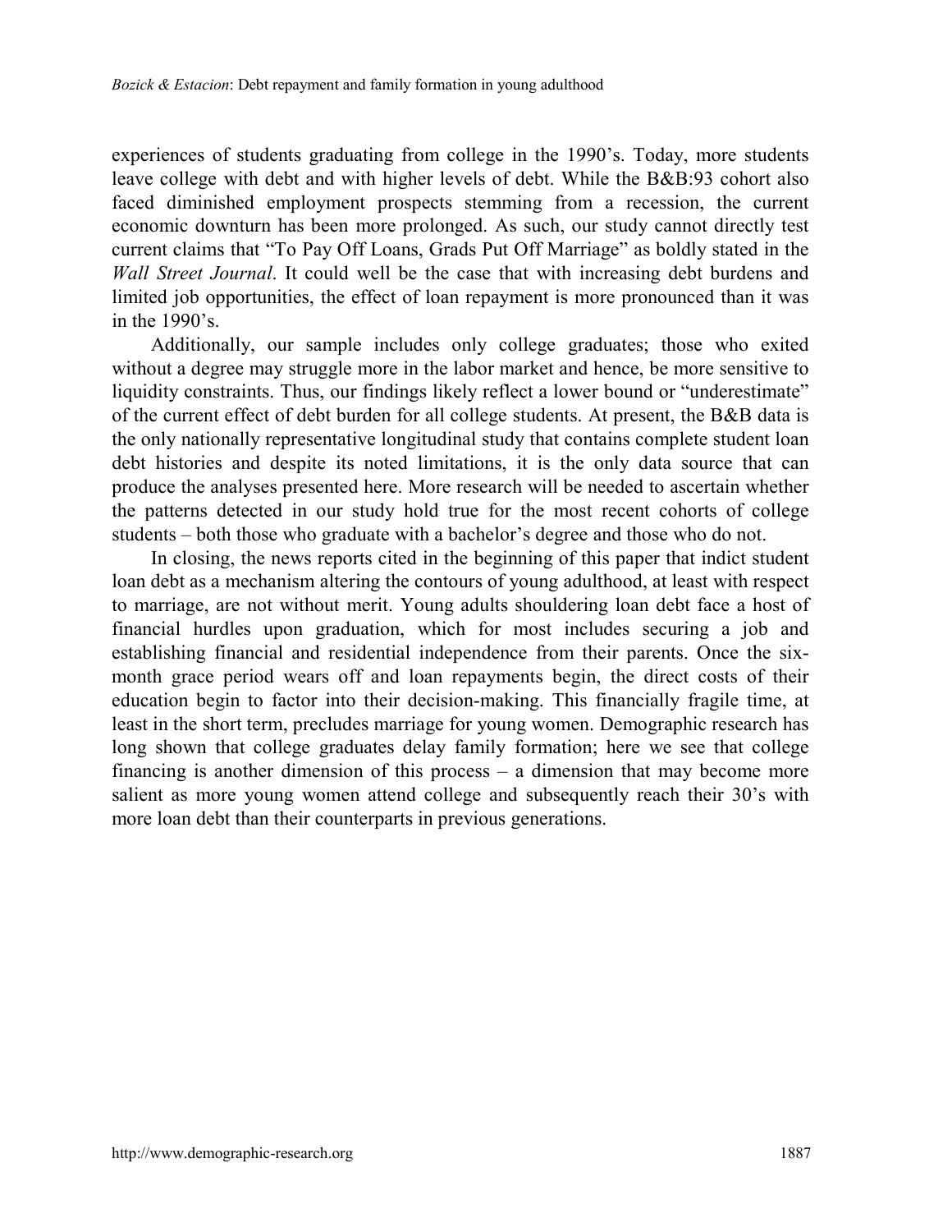experiences of students graduating from college in the 1990's. Today, more students leave college with debt and with higher levels of debt. While the B&B:93 cohort also faced diminished employment prospects stemming from a recession, the current economic downturn has been more prolonged. As such, our study cannot directly test current claims that "To Pay Off Loans, Grads Put Off Marriage" as boldly stated in the *Wall Street Journal*. It could well be the case that with increasing debt burdens and limited job opportunities, the effect of loan repayment is more pronounced than it was in the 1990's.

Additionally, our sample includes only college graduates; those who exited without a degree may struggle more in the labor market and hence, be more sensitive to liquidity constraints. Thus, our findings likely reflect a lower bound or "underestimate" of the current effect of debt burden for all college students. At present, the B&B data is the only nationally representative longitudinal study that contains complete student loan debt histories and despite its noted limitations, it is the only data source that can produce the analyses presented here. More research will be needed to ascertain whether the patterns detected in our study hold true for the most recent cohorts of college students – both those who graduate with a bachelor's degree and those who do not.

In closing, the news reports cited in the beginning of this paper that indict student loan debt as a mechanism altering the contours of young adulthood, at least with respect to marriage, are not without merit. Young adults shouldering loan debt face a host of financial hurdles upon graduation, which for most includes securing a job and establishing financial and residential independence from their parents. Once the six-month grace period wears off and loan repayments begin, the direct costs of their education begin to factor into their decision-making. This financially fragile time, at least in the short term, precludes marriage for young women. Demographic research has long shown that college graduates delay family formation; here we see that college financing is another dimension of this process – a dimension that may become more salient as more young women attend college and subsequently reach their 30's with more loan debt than their counterparts in previous generations.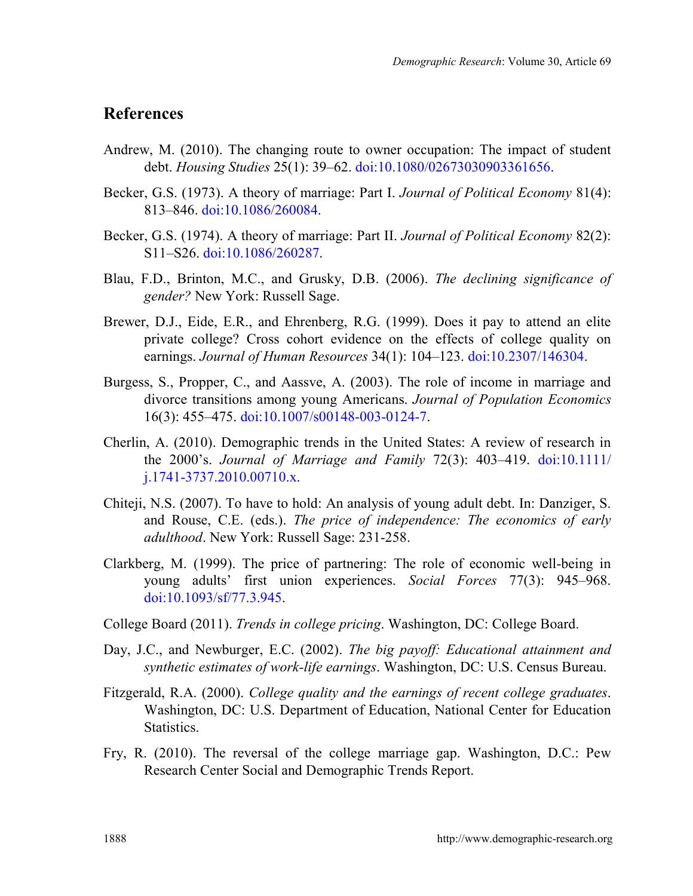## References

Andrew, M. (2010). The changing route to owner occupation: The impact of student debt. *Housing Studies* 25(1): 39–62. doi:10.1080/02673030903361656.

Becker, G.S. (1973). A theory of marriage: Part I. *Journal of Political Economy* 81(4): 813–846. doi:10.1086/260084.

Becker, G.S. (1974). A theory of marriage: Part II. *Journal of Political Economy* 82(2): S11–S26. doi:10.1086/260287.

Blau, F.D., Brinton, M.C., and Grusky, D.B. (2006). *The declining significance of gender?* New York: Russell Sage.

Brewer, D.J., Eide, E.R., and Ehrenberg, R.G. (1999). Does it pay to attend an elite private college? Cross cohort evidence on the effects of college quality on earnings. *Journal of Human Resources* 34(1): 104–123. doi:10.2307/146304.

Burgess, S., Propper, C., and Aassve, A. (2003). The role of income in marriage and divorce transitions among young Americans. *Journal of Population Economics* 16(3): 455–475. doi:10.1007/s00148-003-0124-7.

Cherlin, A. (2010). Demographic trends in the United States: A review of research in the 2000's. *Journal of Marriage and Family* 72(3): 403–419. doi:10.1111/j.1741-3737.2010.00710.x.

Chiteji, N.S. (2007). To have to hold: An analysis of young adult debt. In: Danziger, S. and Rouse, C.E. (eds.). *The price of independence: The economics of early adulthood*. New York: Russell Sage: 231-258.

Clarkberg, M. (1999). The price of partnering: The role of economic well-being in young adults' first union experiences. *Social Forces* 77(3): 945–968. doi:10.1093/sf/77.3.945.

College Board (2011). *Trends in college pricing*. Washington, DC: College Board.

Day, J.C., and Newburger, E.C. (2002). *The big payoff: Educational attainment and synthetic estimates of work-life earnings*. Washington, DC: U.S. Census Bureau.

Fitzgerald, R.A. (2000). *College quality and the earnings of recent college graduates*. Washington, DC: U.S. Department of Education, National Center for Education Statistics.

Fry, R. (2010). The reversal of the college marriage gap. Washington, D.C.: Pew Research Center Social and Demographic Trends Report.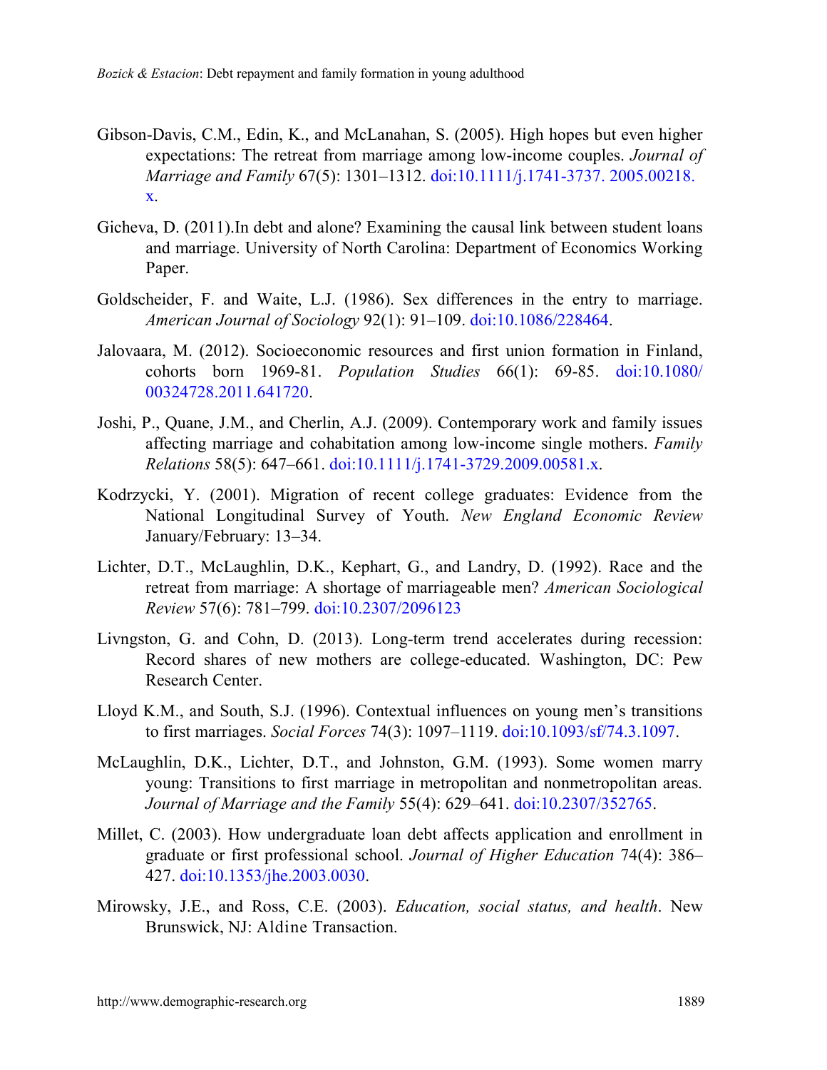Gibson-Davis, C.M., Edin, K., and McLanahan, S. (2005). High hopes but even higher expectations: The retreat from marriage among low-income couples. *Journal of Marriage and Family* 67(5): 1301–1312. doi:10.1111/j.1741-3737. 2005.00218.x.

Gicheva, D. (2011).In debt and alone? Examining the causal link between student loans and marriage. University of North Carolina: Department of Economics Working Paper.

Goldscheider, F. and Waite, L.J. (1986). Sex differences in the entry to marriage. *American Journal of Sociology* 92(1): 91–109. doi:10.1086/228464.

Jalovaara, M. (2012). Socioeconomic resources and first union formation in Finland, cohorts born 1969-81. *Population Studies* 66(1): 69-85. doi:10.1080/00324728.2011.641720.

Joshi, P., Quane, J.M., and Cherlin, A.J. (2009). Contemporary work and family issues affecting marriage and cohabitation among low-income single mothers. *Family Relations* 58(5): 647–661. doi:10.1111/j.1741-3729.2009.00581.x.

Kodrzycki, Y. (2001). Migration of recent college graduates: Evidence from the National Longitudinal Survey of Youth. *New England Economic Review* January/February: 13–34.

Lichter, D.T., McLaughlin, D.K., Kephart, G., and Landry, D. (1992). Race and the retreat from marriage: A shortage of marriageable men? *American Sociological Review* 57(6): 781–799. doi:10.2307/2096123

Livngston, G. and Cohn, D. (2013). Long-term trend accelerates during recession: Record shares of new mothers are college-educated. Washington, DC: Pew Research Center.

Lloyd K.M., and South, S.J. (1996). Contextual influences on young men's transitions to first marriages. *Social Forces* 74(3): 1097–1119. doi:10.1093/sf/74.3.1097.

McLaughlin, D.K., Lichter, D.T., and Johnston, G.M. (1993). Some women marry young: Transitions to first marriage in metropolitan and nonmetropolitan areas. *Journal of Marriage and the Family* 55(4): 629–641. doi:10.2307/352765.

Millet, C. (2003). How undergraduate loan debt affects application and enrollment in graduate or first professional school. *Journal of Higher Education* 74(4): 386–427. doi:10.1353/jhe.2003.0030.

Mirowsky, J.E., and Ross, C.E. (2003). *Education, social status, and health*. New Brunswick, NJ: Aldine Transaction.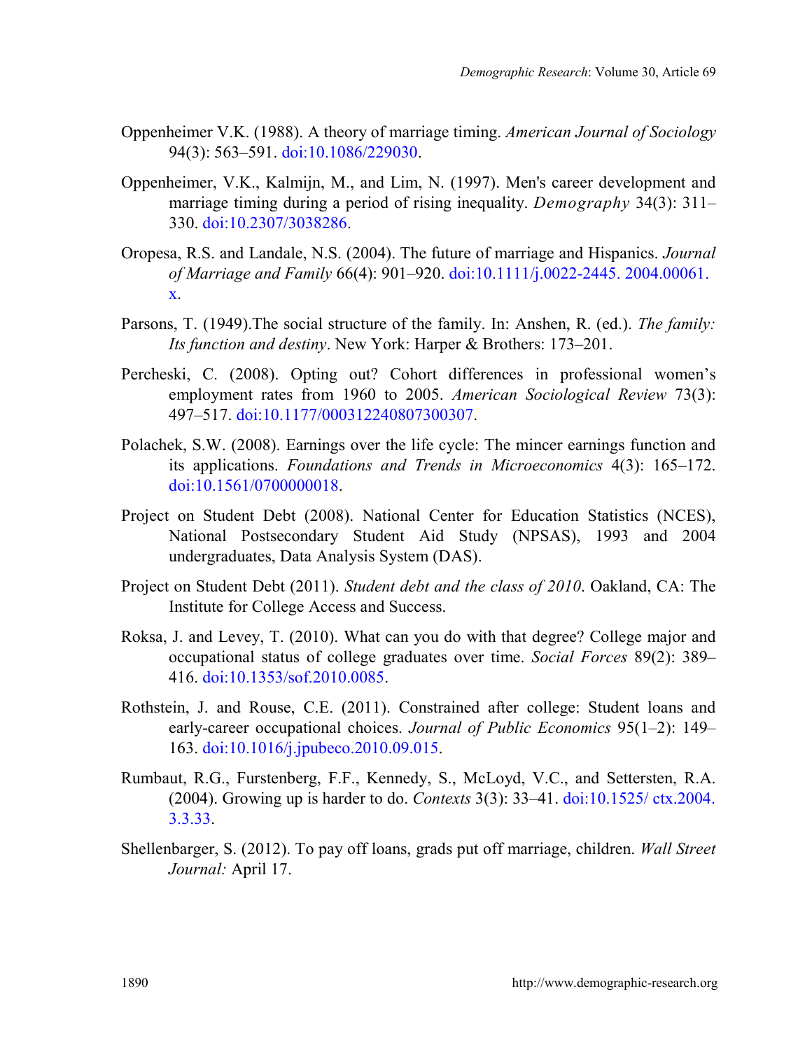Oppenheimer V.K. (1988). A theory of marriage timing. *American Journal of Sociology* 94(3): 563–591. doi:10.1086/229030.

Oppenheimer, V.K., Kalmijn, M., and Lim, N. (1997). Men's career development and marriage timing during a period of rising inequality. *Demography* 34(3): 311–330. doi:10.2307/3038286.

Oropesa, R.S. and Landale, N.S. (2004). The future of marriage and Hispanics. *Journal of Marriage and Family* 66(4): 901–920. doi:10.1111/j.0022-2445. 2004.00061. x.

Parsons, T. (1949).The social structure of the family. In: Anshen, R. (ed.). *The family: Its function and destiny*. New York: Harper & Brothers: 173–201.

Percheski, C. (2008). Opting out? Cohort differences in professional women's employment rates from 1960 to 2005. *American Sociological Review* 73(3): 497–517. doi:10.1177/000312240807300307.

Polachek, S.W. (2008). Earnings over the life cycle: The mincer earnings function and its applications. *Foundations and Trends in Microeconomics* 4(3): 165–172. doi:10.1561/0700000018.

Project on Student Debt (2008). National Center for Education Statistics (NCES), National Postsecondary Student Aid Study (NPSAS), 1993 and 2004 undergraduates, Data Analysis System (DAS).

Project on Student Debt (2011). *Student debt and the class of 2010*. Oakland, CA: The Institute for College Access and Success.

Roksa, J. and Levey, T. (2010). What can you do with that degree? College major and occupational status of college graduates over time. *Social Forces* 89(2): 389–416. doi:10.1353/sof.2010.0085.

Rothstein, J. and Rouse, C.E. (2011). Constrained after college: Student loans and early-career occupational choices. *Journal of Public Economics* 95(1–2): 149–163. doi:10.1016/j.jpubeco.2010.09.015.

Rumbaut, R.G., Furstenberg, F.F., Kennedy, S., McLoyd, V.C., and Settersten, R.A. (2004). Growing up is harder to do. *Contexts* 3(3): 33–41. doi:10.1525/ ctx.2004. 3.3.33.

Shellenbarger, S. (2012). To pay off loans, grads put off marriage, children. *Wall Street Journal:* April 17.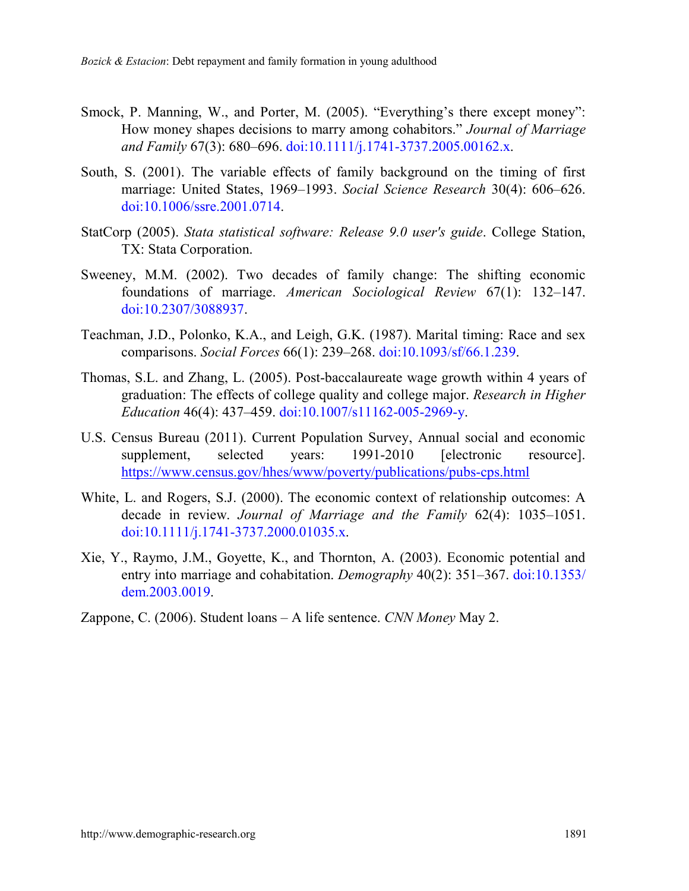Smock, P. Manning, W., and Porter, M. (2005). “Everything’s there except money”: How money shapes decisions to marry among cohabitors.” *Journal of Marriage and Family* 67(3): 680–696. doi:10.1111/j.1741-3737.2005.00162.x.

South, S. (2001). The variable effects of family background on the timing of first marriage: United States, 1969–1993. *Social Science Research* 30(4): 606–626. doi:10.1006/ssre.2001.0714.

StatCorp (2005). *Stata statistical software: Release 9.0 user's guide*. College Station, TX: Stata Corporation.

Sweeney, M.M. (2002). Two decades of family change: The shifting economic foundations of marriage. *American Sociological Review* 67(1): 132–147. doi:10.2307/3088937.

Teachman, J.D., Polonko, K.A., and Leigh, G.K. (1987). Marital timing: Race and sex comparisons. *Social Forces* 66(1): 239–268. doi:10.1093/sf/66.1.239.

Thomas, S.L. and Zhang, L. (2005). Post-baccalaureate wage growth within 4 years of graduation: The effects of college quality and college major. *Research in Higher Education* 46(4): 437–459. doi:10.1007/s11162-005-2969-y.

U.S. Census Bureau (2011). Current Population Survey, Annual social and economic supplement, selected years: 1991-2010 [electronic resource]. https://www.census.gov/hhes/www/poverty/publications/pubs-cps.html

White, L. and Rogers, S.J. (2000). The economic context of relationship outcomes: A decade in review. *Journal of Marriage and the Family* 62(4): 1035–1051. doi:10.1111/j.1741-3737.2000.01035.x.

Xie, Y., Raymo, J.M., Goyette, K., and Thornton, A. (2003). Economic potential and entry into marriage and cohabitation. *Demography* 40(2): 351–367. doi:10.1353/dem.2003.0019.

Zappone, C. (2006). Student loans – A life sentence. *CNN Money* May 2.